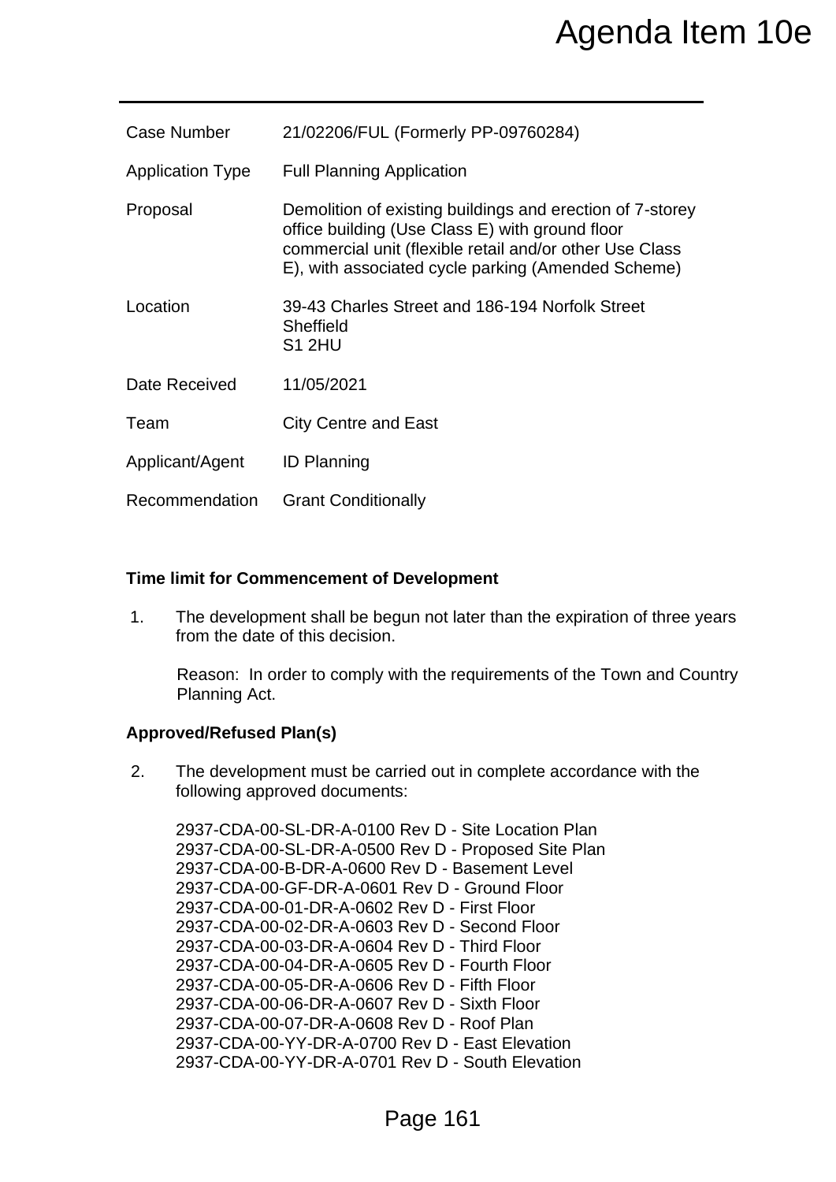# Agenda Item 10e

| | |
|---|---|
| Case Number | 21/02206/FUL (Formerly PP-09760284) |
| Application Type | Full Planning Application |
| Proposal | Demolition of existing buildings and erection of 7-storey office building (Use Class E) with ground floor commercial unit (flexible retail and/or other Use Class E), with associated cycle parking (Amended Scheme) |
| Location | 39-43 Charles Street and 186-194 Norfolk Street Sheffield S1 2HU |
| Date Received | 11/05/2021 |
| Team | City Centre and East |
| Applicant/Agent | ID Planning |
| Recommendation | Grant Conditionally |

**Time limit for Commencement of Development**

1. The development shall be begun not later than the expiration of three years from the date of this decision.

   Reason: In order to comply with the requirements of the Town and Country Planning Act.

**Approved/Refused Plan(s)**

2. The development must be carried out in complete accordance with the following approved documents:

   2937-CDA-00-SL-DR-A-0100 Rev D - Site Location Plan
   2937-CDA-00-SL-DR-A-0500 Rev D - Proposed Site Plan
   2937-CDA-00-B-DR-A-0600 Rev D - Basement Level
   2937-CDA-00-GF-DR-A-0601 Rev D - Ground Floor
   2937-CDA-00-01-DR-A-0602 Rev D - First Floor
   2937-CDA-00-02-DR-A-0603 Rev D - Second Floor
   2937-CDA-00-03-DR-A-0604 Rev D - Third Floor
   2937-CDA-00-04-DR-A-0605 Rev D - Fourth Floor
   2937-CDA-00-05-DR-A-0606 Rev D - Fifth Floor
   2937-CDA-00-06-DR-A-0607 Rev D - Sixth Floor
   2937-CDA-00-07-DR-A-0608 Rev D - Roof Plan
   2937-CDA-00-YY-DR-A-0700 Rev D - East Elevation
   2937-CDA-00-YY-DR-A-0701 Rev D - South Elevation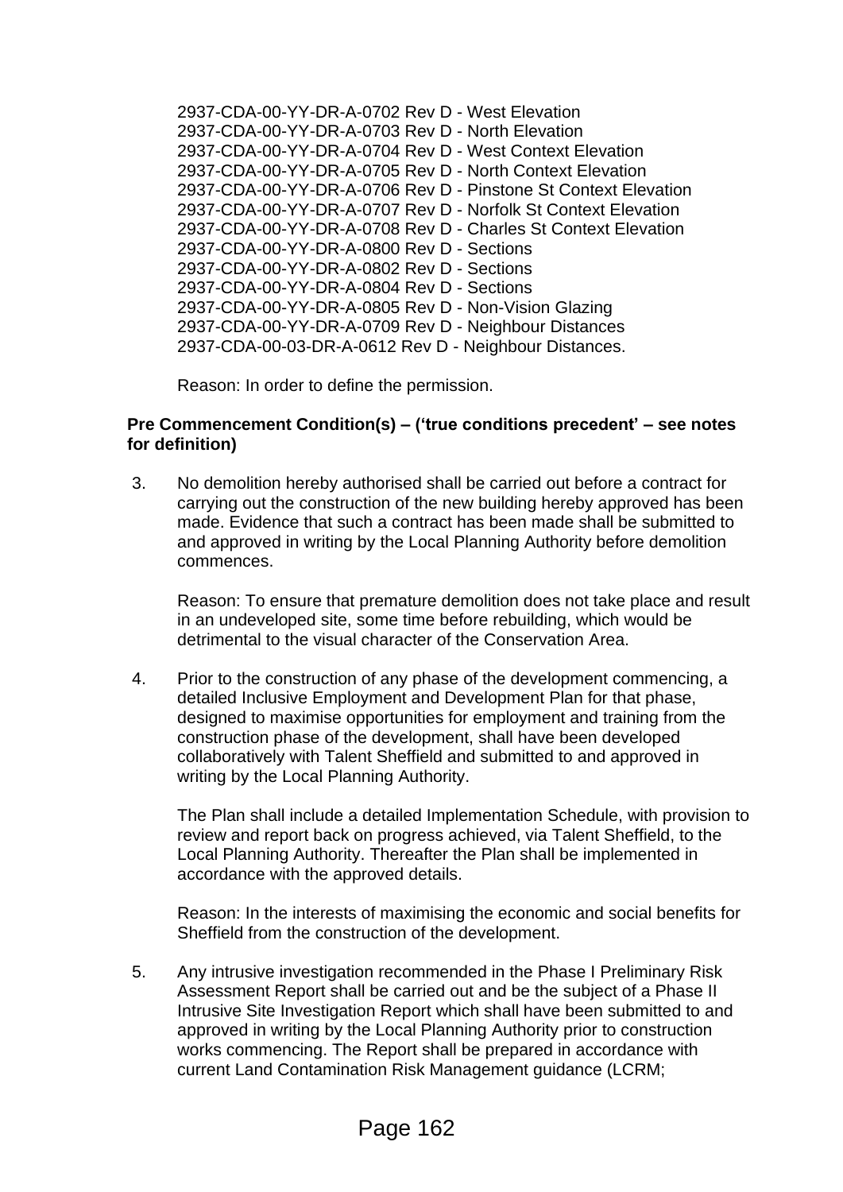2937-CDA-00-YY-DR-A-0702 Rev D - West Elevation
2937-CDA-00-YY-DR-A-0703 Rev D - North Elevation
2937-CDA-00-YY-DR-A-0704 Rev D - West Context Elevation
2937-CDA-00-YY-DR-A-0705 Rev D - North Context Elevation
2937-CDA-00-YY-DR-A-0706 Rev D - Pinstone St Context Elevation
2937-CDA-00-YY-DR-A-0707 Rev D - Norfolk St Context Elevation
2937-CDA-00-YY-DR-A-0708 Rev D - Charles St Context Elevation
2937-CDA-00-YY-DR-A-0800 Rev D - Sections
2937-CDA-00-YY-DR-A-0802 Rev D - Sections
2937-CDA-00-YY-DR-A-0804 Rev D - Sections
2937-CDA-00-YY-DR-A-0805 Rev D - Non-Vision Glazing
2937-CDA-00-YY-DR-A-0709 Rev D - Neighbour Distances
2937-CDA-00-03-DR-A-0612 Rev D - Neighbour Distances.

Reason: In order to define the permission.

**Pre Commencement Condition(s) – ('true conditions precedent' – see notes for definition)**

3. No demolition hereby authorised shall be carried out before a contract for carrying out the construction of the new building hereby approved has been made. Evidence that such a contract has been made shall be submitted to and approved in writing by the Local Planning Authority before demolition commences.

   Reason: To ensure that premature demolition does not take place and result in an undeveloped site, some time before rebuilding, which would be detrimental to the visual character of the Conservation Area.

4. Prior to the construction of any phase of the development commencing, a detailed Inclusive Employment and Development Plan for that phase, designed to maximise opportunities for employment and training from the construction phase of the development, shall have been developed collaboratively with Talent Sheffield and submitted to and approved in writing by the Local Planning Authority.

   The Plan shall include a detailed Implementation Schedule, with provision to review and report back on progress achieved, via Talent Sheffield, to the Local Planning Authority. Thereafter the Plan shall be implemented in accordance with the approved details.

   Reason: In the interests of maximising the economic and social benefits for Sheffield from the construction of the development.

5. Any intrusive investigation recommended in the Phase I Preliminary Risk Assessment Report shall be carried out and be the subject of a Phase II Intrusive Site Investigation Report which shall have been submitted to and approved in writing by the Local Planning Authority prior to construction works commencing. The Report shall be prepared in accordance with current Land Contamination Risk Management guidance (LCRM;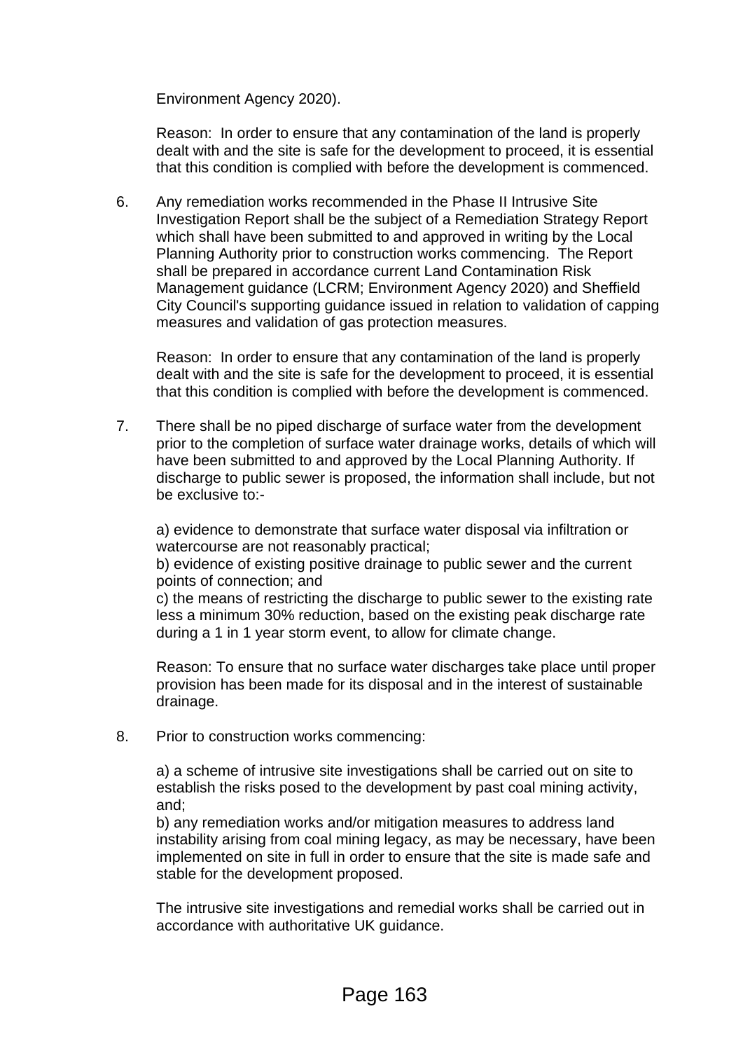Environment Agency 2020).

Reason: In order to ensure that any contamination of the land is properly dealt with and the site is safe for the development to proceed, it is essential that this condition is complied with before the development is commenced.

6. Any remediation works recommended in the Phase II Intrusive Site Investigation Report shall be the subject of a Remediation Strategy Report which shall have been submitted to and approved in writing by the Local Planning Authority prior to construction works commencing. The Report shall be prepared in accordance current Land Contamination Risk Management guidance (LCRM; Environment Agency 2020) and Sheffield City Council's supporting guidance issued in relation to validation of capping measures and validation of gas protection measures.

   Reason: In order to ensure that any contamination of the land is properly dealt with and the site is safe for the development to proceed, it is essential that this condition is complied with before the development is commenced.

7. There shall be no piped discharge of surface water from the development prior to the completion of surface water drainage works, details of which will have been submitted to and approved by the Local Planning Authority. If discharge to public sewer is proposed, the information shall include, but not be exclusive to:-

   a) evidence to demonstrate that surface water disposal via infiltration or watercourse are not reasonably practical;
   b) evidence of existing positive drainage to public sewer and the current points of connection; and
   c) the means of restricting the discharge to public sewer to the existing rate less a minimum 30% reduction, based on the existing peak discharge rate during a 1 in 1 year storm event, to allow for climate change.

   Reason: To ensure that no surface water discharges take place until proper provision has been made for its disposal and in the interest of sustainable drainage.

8. Prior to construction works commencing:

   a) a scheme of intrusive site investigations shall be carried out on site to establish the risks posed to the development by past coal mining activity, and;
   b) any remediation works and/or mitigation measures to address land instability arising from coal mining legacy, as may be necessary, have been implemented on site in full in order to ensure that the site is made safe and stable for the development proposed.

   The intrusive site investigations and remedial works shall be carried out in accordance with authoritative UK guidance.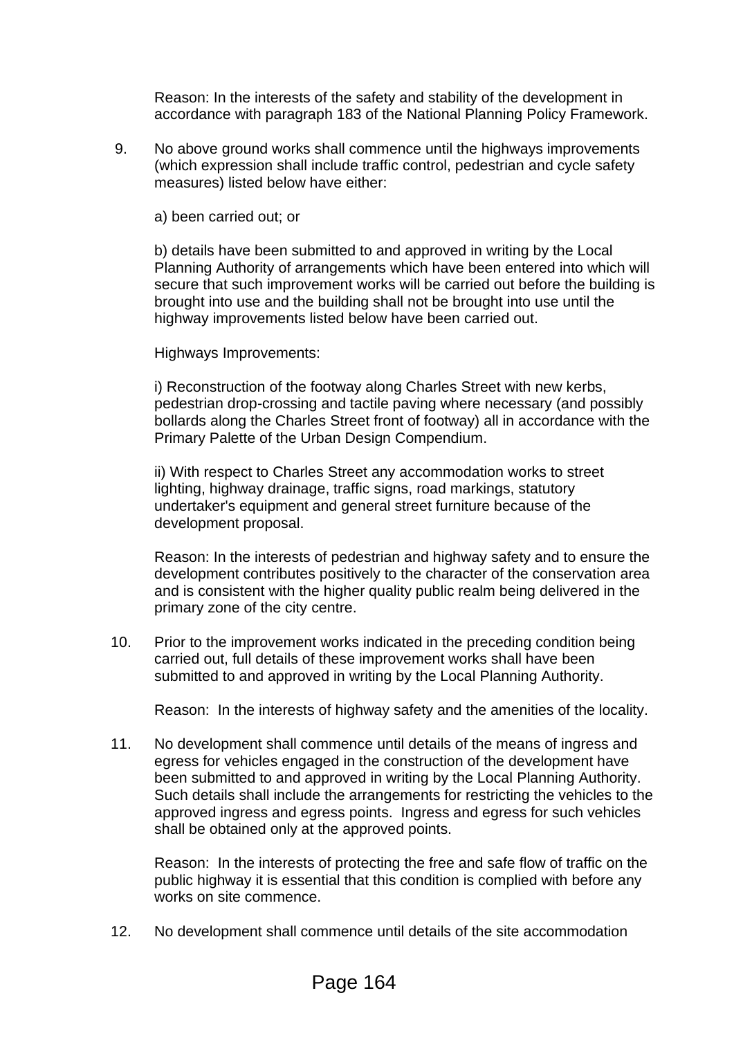Reason: In the interests of the safety and stability of the development in accordance with paragraph 183 of the National Planning Policy Framework.

9. No above ground works shall commence until the highways improvements (which expression shall include traffic control, pedestrian and cycle safety measures) listed below have either:

   a) been carried out; or

   b) details have been submitted to and approved in writing by the Local Planning Authority of arrangements which have been entered into which will secure that such improvement works will be carried out before the building is brought into use and the building shall not be brought into use until the highway improvements listed below have been carried out.

   Highways Improvements:

   i) Reconstruction of the footway along Charles Street with new kerbs, pedestrian drop-crossing and tactile paving where necessary (and possibly bollards along the Charles Street front of footway) all in accordance with the Primary Palette of the Urban Design Compendium.

   ii) With respect to Charles Street any accommodation works to street lighting, highway drainage, traffic signs, road markings, statutory undertaker's equipment and general street furniture because of the development proposal.

   Reason: In the interests of pedestrian and highway safety and to ensure the development contributes positively to the character of the conservation area and is consistent with the higher quality public realm being delivered in the primary zone of the city centre.

10. Prior to the improvement works indicated in the preceding condition being carried out, full details of these improvement works shall have been submitted to and approved in writing by the Local Planning Authority.

    Reason: In the interests of highway safety and the amenities of the locality.

11. No development shall commence until details of the means of ingress and egress for vehicles engaged in the construction of the development have been submitted to and approved in writing by the Local Planning Authority. Such details shall include the arrangements for restricting the vehicles to the approved ingress and egress points. Ingress and egress for such vehicles shall be obtained only at the approved points.

    Reason: In the interests of protecting the free and safe flow of traffic on the public highway it is essential that this condition is complied with before any works on site commence.

12. No development shall commence until details of the site accommodation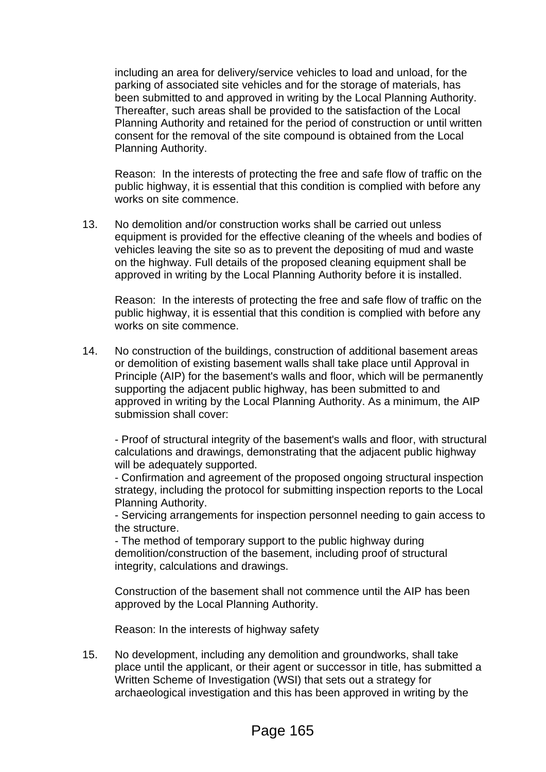including an area for delivery/service vehicles to load and unload, for the parking of associated site vehicles and for the storage of materials, has been submitted to and approved in writing by the Local Planning Authority. Thereafter, such areas shall be provided to the satisfaction of the Local Planning Authority and retained for the period of construction or until written consent for the removal of the site compound is obtained from the Local Planning Authority.

Reason: In the interests of protecting the free and safe flow of traffic on the public highway, it is essential that this condition is complied with before any works on site commence.

13. No demolition and/or construction works shall be carried out unless equipment is provided for the effective cleaning of the wheels and bodies of vehicles leaving the site so as to prevent the depositing of mud and waste on the highway. Full details of the proposed cleaning equipment shall be approved in writing by the Local Planning Authority before it is installed.

    Reason: In the interests of protecting the free and safe flow of traffic on the public highway, it is essential that this condition is complied with before any works on site commence.

14. No construction of the buildings, construction of additional basement areas or demolition of existing basement walls shall take place until Approval in Principle (AIP) for the basement's walls and floor, which will be permanently supporting the adjacent public highway, has been submitted to and approved in writing by the Local Planning Authority. As a minimum, the AIP submission shall cover:

    - Proof of structural integrity of the basement's walls and floor, with structural calculations and drawings, demonstrating that the adjacent public highway will be adequately supported.
    - Confirmation and agreement of the proposed ongoing structural inspection strategy, including the protocol for submitting inspection reports to the Local Planning Authority.
    - Servicing arrangements for inspection personnel needing to gain access to the structure.
    - The method of temporary support to the public highway during demolition/construction of the basement, including proof of structural integrity, calculations and drawings.

    Construction of the basement shall not commence until the AIP has been approved by the Local Planning Authority.

    Reason: In the interests of highway safety

15. No development, including any demolition and groundworks, shall take place until the applicant, or their agent or successor in title, has submitted a Written Scheme of Investigation (WSI) that sets out a strategy for archaeological investigation and this has been approved in writing by the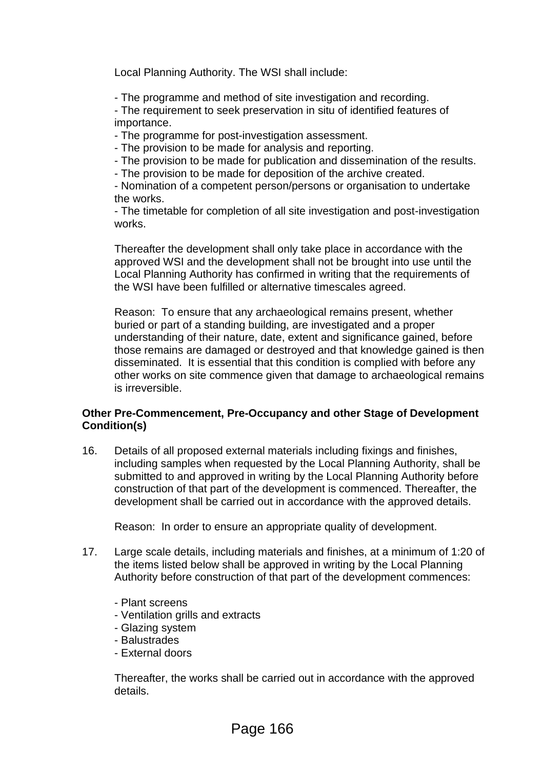Local Planning Authority. The WSI shall include:

- The programme and method of site investigation and recording.
- The requirement to seek preservation in situ of identified features of importance.
- The programme for post-investigation assessment.
- The provision to be made for analysis and reporting.
- The provision to be made for publication and dissemination of the results.
- The provision to be made for deposition of the archive created.
- Nomination of a competent person/persons or organisation to undertake the works.
- The timetable for completion of all site investigation and post-investigation works.

Thereafter the development shall only take place in accordance with the approved WSI and the development shall not be brought into use until the Local Planning Authority has confirmed in writing that the requirements of the WSI have been fulfilled or alternative timescales agreed.

Reason: To ensure that any archaeological remains present, whether buried or part of a standing building, are investigated and a proper understanding of their nature, date, extent and significance gained, before those remains are damaged or destroyed and that knowledge gained is then disseminated. It is essential that this condition is complied with before any other works on site commence given that damage to archaeological remains is irreversible.

**Other Pre-Commencement, Pre-Occupancy and other Stage of Development Condition(s)**

16. Details of all proposed external materials including fixings and finishes, including samples when requested by the Local Planning Authority, shall be submitted to and approved in writing by the Local Planning Authority before construction of that part of the development is commenced. Thereafter, the development shall be carried out in accordance with the approved details.

    Reason: In order to ensure an appropriate quality of development.

17. Large scale details, including materials and finishes, at a minimum of 1:20 of the items listed below shall be approved in writing by the Local Planning Authority before construction of that part of the development commences:

    - Plant screens
    - Ventilation grills and extracts
    - Glazing system
    - Balustrades
    - External doors

    Thereafter, the works shall be carried out in accordance with the approved details.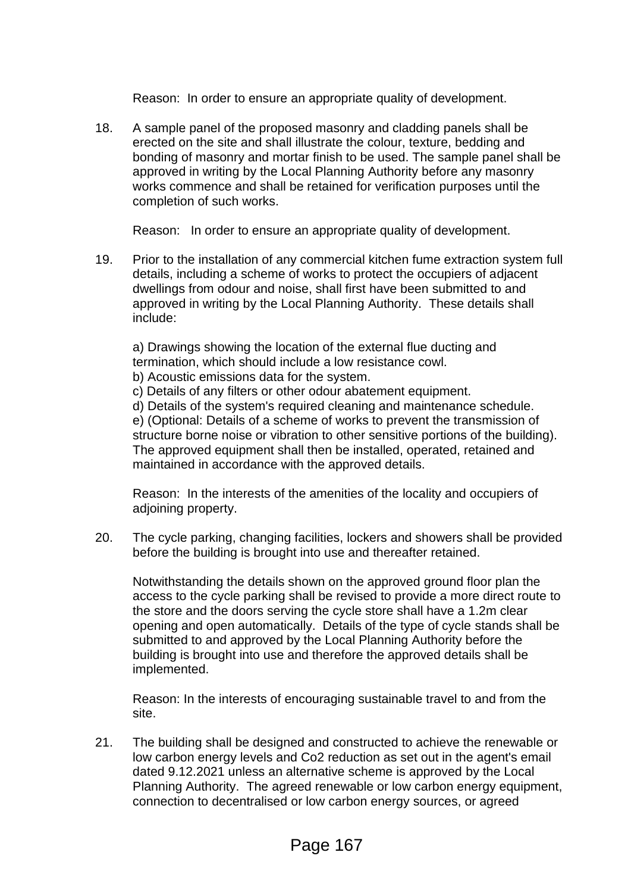Reason: In order to ensure an appropriate quality of development.

18. A sample panel of the proposed masonry and cladding panels shall be erected on the site and shall illustrate the colour, texture, bedding and bonding of masonry and mortar finish to be used. The sample panel shall be approved in writing by the Local Planning Authority before any masonry works commence and shall be retained for verification purposes until the completion of such works.

    Reason: In order to ensure an appropriate quality of development.

19. Prior to the installation of any commercial kitchen fume extraction system full details, including a scheme of works to protect the occupiers of adjacent dwellings from odour and noise, shall first have been submitted to and approved in writing by the Local Planning Authority. These details shall include:

    a) Drawings showing the location of the external flue ducting and termination, which should include a low resistance cowl.
    b) Acoustic emissions data for the system.
    c) Details of any filters or other odour abatement equipment.
    d) Details of the system's required cleaning and maintenance schedule.
    e) (Optional: Details of a scheme of works to prevent the transmission of structure borne noise or vibration to other sensitive portions of the building).
    The approved equipment shall then be installed, operated, retained and maintained in accordance with the approved details.

    Reason: In the interests of the amenities of the locality and occupiers of adjoining property.

20. The cycle parking, changing facilities, lockers and showers shall be provided before the building is brought into use and thereafter retained.

    Notwithstanding the details shown on the approved ground floor plan the access to the cycle parking shall be revised to provide a more direct route to the store and the doors serving the cycle store shall have a 1.2m clear opening and open automatically. Details of the type of cycle stands shall be submitted to and approved by the Local Planning Authority before the building is brought into use and therefore the approved details shall be implemented.

    Reason: In the interests of encouraging sustainable travel to and from the site.

21. The building shall be designed and constructed to achieve the renewable or low carbon energy levels and Co2 reduction as set out in the agent's email dated 9.12.2021 unless an alternative scheme is approved by the Local Planning Authority. The agreed renewable or low carbon energy equipment, connection to decentralised or low carbon energy sources, or agreed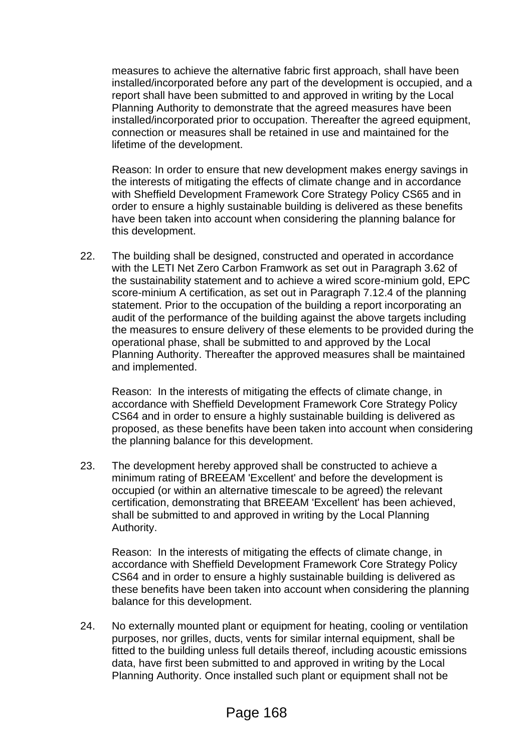measures to achieve the alternative fabric first approach, shall have been installed/incorporated before any part of the development is occupied, and a report shall have been submitted to and approved in writing by the Local Planning Authority to demonstrate that the agreed measures have been installed/incorporated prior to occupation. Thereafter the agreed equipment, connection or measures shall be retained in use and maintained for the lifetime of the development.

Reason: In order to ensure that new development makes energy savings in the interests of mitigating the effects of climate change and in accordance with Sheffield Development Framework Core Strategy Policy CS65 and in order to ensure a highly sustainable building is delivered as these benefits have been taken into account when considering the planning balance for this development.

22. The building shall be designed, constructed and operated in accordance with the LETI Net Zero Carbon Framwork as set out in Paragraph 3.62 of the sustainability statement and to achieve a wired score-minium gold, EPC score-minium A certification, as set out in Paragraph 7.12.4 of the planning statement. Prior to the occupation of the building a report incorporating an audit of the performance of the building against the above targets including the measures to ensure delivery of these elements to be provided during the operational phase, shall be submitted to and approved by the Local Planning Authority. Thereafter the approved measures shall be maintained and implemented.

    Reason: In the interests of mitigating the effects of climate change, in accordance with Sheffield Development Framework Core Strategy Policy CS64 and in order to ensure a highly sustainable building is delivered as proposed, as these benefits have been taken into account when considering the planning balance for this development.

23. The development hereby approved shall be constructed to achieve a minimum rating of BREEAM 'Excellent' and before the development is occupied (or within an alternative timescale to be agreed) the relevant certification, demonstrating that BREEAM 'Excellent' has been achieved, shall be submitted to and approved in writing by the Local Planning Authority.

    Reason: In the interests of mitigating the effects of climate change, in accordance with Sheffield Development Framework Core Strategy Policy CS64 and in order to ensure a highly sustainable building is delivered as these benefits have been taken into account when considering the planning balance for this development.

24. No externally mounted plant or equipment for heating, cooling or ventilation purposes, nor grilles, ducts, vents for similar internal equipment, shall be fitted to the building unless full details thereof, including acoustic emissions data, have first been submitted to and approved in writing by the Local Planning Authority. Once installed such plant or equipment shall not be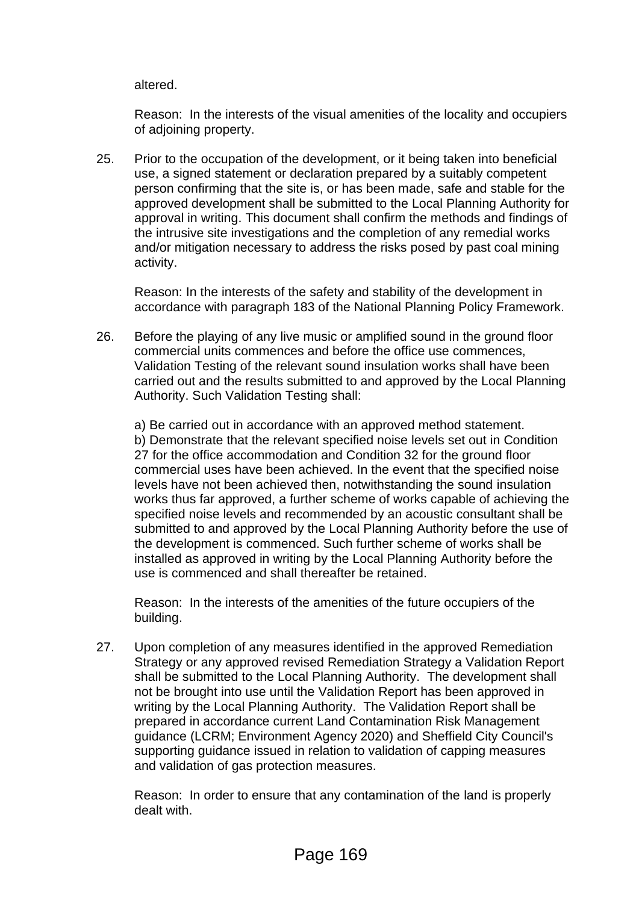altered.

Reason: In the interests of the visual amenities of the locality and occupiers of adjoining property.

25. Prior to the occupation of the development, or it being taken into beneficial use, a signed statement or declaration prepared by a suitably competent person confirming that the site is, or has been made, safe and stable for the approved development shall be submitted to the Local Planning Authority for approval in writing. This document shall confirm the methods and findings of the intrusive site investigations and the completion of any remedial works and/or mitigation necessary to address the risks posed by past coal mining activity.

    Reason: In the interests of the safety and stability of the development in accordance with paragraph 183 of the National Planning Policy Framework.

26. Before the playing of any live music or amplified sound in the ground floor commercial units commences and before the office use commences, Validation Testing of the relevant sound insulation works shall have been carried out and the results submitted to and approved by the Local Planning Authority. Such Validation Testing shall:

    a) Be carried out in accordance with an approved method statement.
    b) Demonstrate that the relevant specified noise levels set out in Condition 27 for the office accommodation and Condition 32 for the ground floor commercial uses have been achieved. In the event that the specified noise levels have not been achieved then, notwithstanding the sound insulation works thus far approved, a further scheme of works capable of achieving the specified noise levels and recommended by an acoustic consultant shall be submitted to and approved by the Local Planning Authority before the use of the development is commenced. Such further scheme of works shall be installed as approved in writing by the Local Planning Authority before the use is commenced and shall thereafter be retained.

    Reason: In the interests of the amenities of the future occupiers of the building.

27. Upon completion of any measures identified in the approved Remediation Strategy or any approved revised Remediation Strategy a Validation Report shall be submitted to the Local Planning Authority. The development shall not be brought into use until the Validation Report has been approved in writing by the Local Planning Authority. The Validation Report shall be prepared in accordance current Land Contamination Risk Management guidance (LCRM; Environment Agency 2020) and Sheffield City Council's supporting guidance issued in relation to validation of capping measures and validation of gas protection measures.

    Reason: In order to ensure that any contamination of the land is properly dealt with.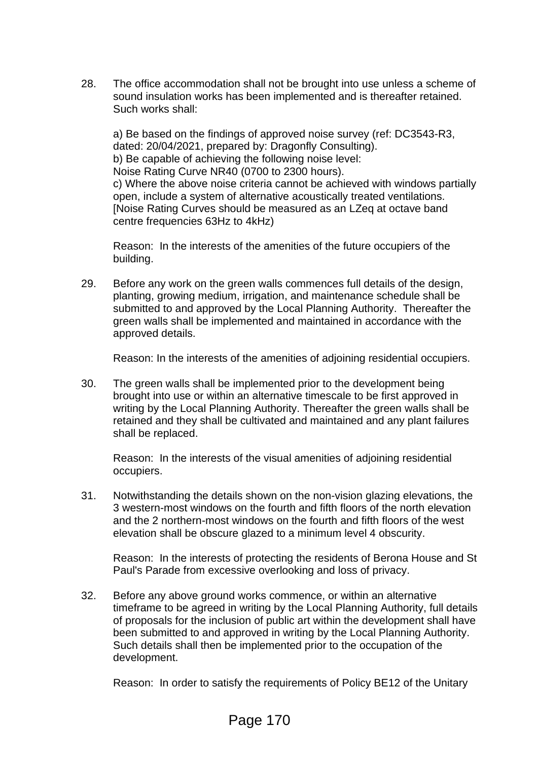28. The office accommodation shall not be brought into use unless a scheme of sound insulation works has been implemented and is thereafter retained. Such works shall:

    a) Be based on the findings of approved noise survey (ref: DC3543-R3, dated: 20/04/2021, prepared by: Dragonfly Consulting).
    b) Be capable of achieving the following noise level:
    Noise Rating Curve NR40 (0700 to 2300 hours).
    c) Where the above noise criteria cannot be achieved with windows partially open, include a system of alternative acoustically treated ventilations.
    [Noise Rating Curves should be measured as an LZeq at octave band centre frequencies 63Hz to 4kHz)

    Reason: In the interests of the amenities of the future occupiers of the building.

29. Before any work on the green walls commences full details of the design, planting, growing medium, irrigation, and maintenance schedule shall be submitted to and approved by the Local Planning Authority. Thereafter the green walls shall be implemented and maintained in accordance with the approved details.

    Reason: In the interests of the amenities of adjoining residential occupiers.

30. The green walls shall be implemented prior to the development being brought into use or within an alternative timescale to be first approved in writing by the Local Planning Authority. Thereafter the green walls shall be retained and they shall be cultivated and maintained and any plant failures shall be replaced.

    Reason: In the interests of the visual amenities of adjoining residential occupiers.

31. Notwithstanding the details shown on the non-vision glazing elevations, the 3 western-most windows on the fourth and fifth floors of the north elevation and the 2 northern-most windows on the fourth and fifth floors of the west elevation shall be obscure glazed to a minimum level 4 obscurity.

    Reason: In the interests of protecting the residents of Berona House and St Paul's Parade from excessive overlooking and loss of privacy.

32. Before any above ground works commence, or within an alternative timeframe to be agreed in writing by the Local Planning Authority, full details of proposals for the inclusion of public art within the development shall have been submitted to and approved in writing by the Local Planning Authority. Such details shall then be implemented prior to the occupation of the development.

    Reason: In order to satisfy the requirements of Policy BE12 of the Unitary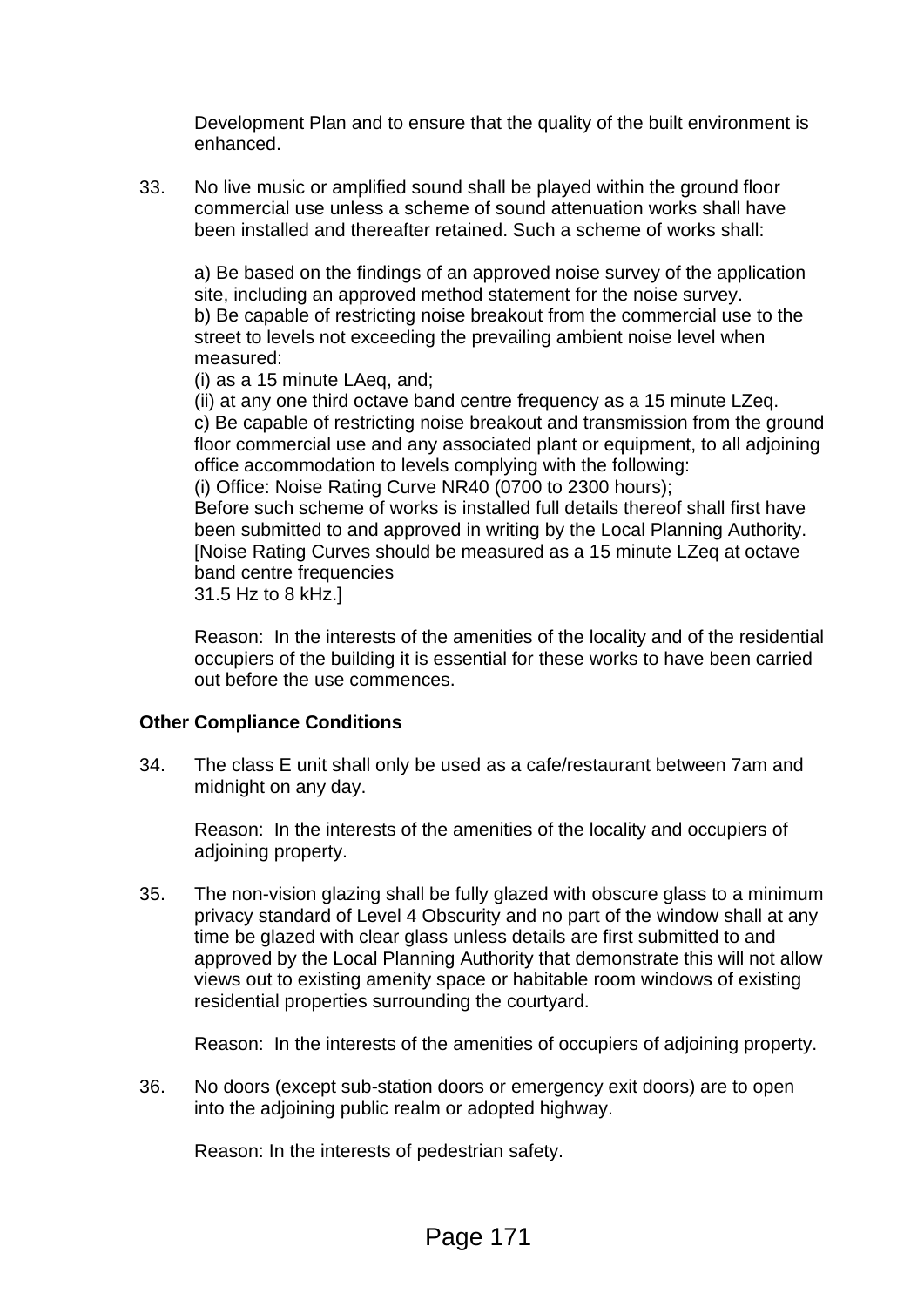Development Plan and to ensure that the quality of the built environment is enhanced.

33. No live music or amplified sound shall be played within the ground floor commercial use unless a scheme of sound attenuation works shall have been installed and thereafter retained. Such a scheme of works shall:

a) Be based on the findings of an approved noise survey of the application site, including an approved method statement for the noise survey.
b) Be capable of restricting noise breakout from the commercial use to the street to levels not exceeding the prevailing ambient noise level when measured:
(i) as a 15 minute LAeq, and;
(ii) at any one third octave band centre frequency as a 15 minute LZeq.
c) Be capable of restricting noise breakout and transmission from the ground floor commercial use and any associated plant or equipment, to all adjoining office accommodation to levels complying with the following:
(i) Office: Noise Rating Curve NR40 (0700 to 2300 hours);
Before such scheme of works is installed full details thereof shall first have been submitted to and approved in writing by the Local Planning Authority. [Noise Rating Curves should be measured as a 15 minute LZeq at octave band centre frequencies
31.5 Hz to 8 kHz.]

Reason: In the interests of the amenities of the locality and of the residential occupiers of the building it is essential for these works to have been carried out before the use commences.

**Other Compliance Conditions**

34. The class E unit shall only be used as a cafe/restaurant between 7am and midnight on any day.

Reason: In the interests of the amenities of the locality and occupiers of adjoining property.

35. The non-vision glazing shall be fully glazed with obscure glass to a minimum privacy standard of Level 4 Obscurity and no part of the window shall at any time be glazed with clear glass unless details are first submitted to and approved by the Local Planning Authority that demonstrate this will not allow views out to existing amenity space or habitable room windows of existing residential properties surrounding the courtyard.

Reason: In the interests of the amenities of occupiers of adjoining property.

36. No doors (except sub-station doors or emergency exit doors) are to open into the adjoining public realm or adopted highway.

Reason: In the interests of pedestrian safety.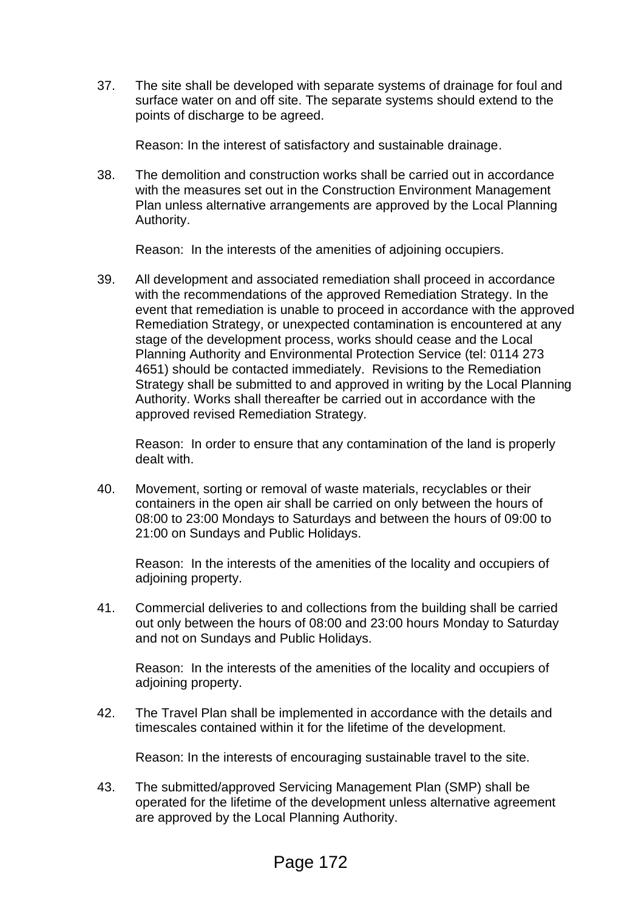37. The site shall be developed with separate systems of drainage for foul and surface water on and off site. The separate systems should extend to the points of discharge to be agreed.

    Reason: In the interest of satisfactory and sustainable drainage.

38. The demolition and construction works shall be carried out in accordance with the measures set out in the Construction Environment Management Plan unless alternative arrangements are approved by the Local Planning Authority.

    Reason: In the interests of the amenities of adjoining occupiers.

39. All development and associated remediation shall proceed in accordance with the recommendations of the approved Remediation Strategy. In the event that remediation is unable to proceed in accordance with the approved Remediation Strategy, or unexpected contamination is encountered at any stage of the development process, works should cease and the Local Planning Authority and Environmental Protection Service (tel: 0114 273 4651) should be contacted immediately. Revisions to the Remediation Strategy shall be submitted to and approved in writing by the Local Planning Authority. Works shall thereafter be carried out in accordance with the approved revised Remediation Strategy.

    Reason: In order to ensure that any contamination of the land is properly dealt with.

40. Movement, sorting or removal of waste materials, recyclables or their containers in the open air shall be carried on only between the hours of 08:00 to 23:00 Mondays to Saturdays and between the hours of 09:00 to 21:00 on Sundays and Public Holidays.

    Reason: In the interests of the amenities of the locality and occupiers of adjoining property.

41. Commercial deliveries to and collections from the building shall be carried out only between the hours of 08:00 and 23:00 hours Monday to Saturday and not on Sundays and Public Holidays.

    Reason: In the interests of the amenities of the locality and occupiers of adjoining property.

42. The Travel Plan shall be implemented in accordance with the details and timescales contained within it for the lifetime of the development.

    Reason: In the interests of encouraging sustainable travel to the site.

43. The submitted/approved Servicing Management Plan (SMP) shall be operated for the lifetime of the development unless alternative agreement are approved by the Local Planning Authority.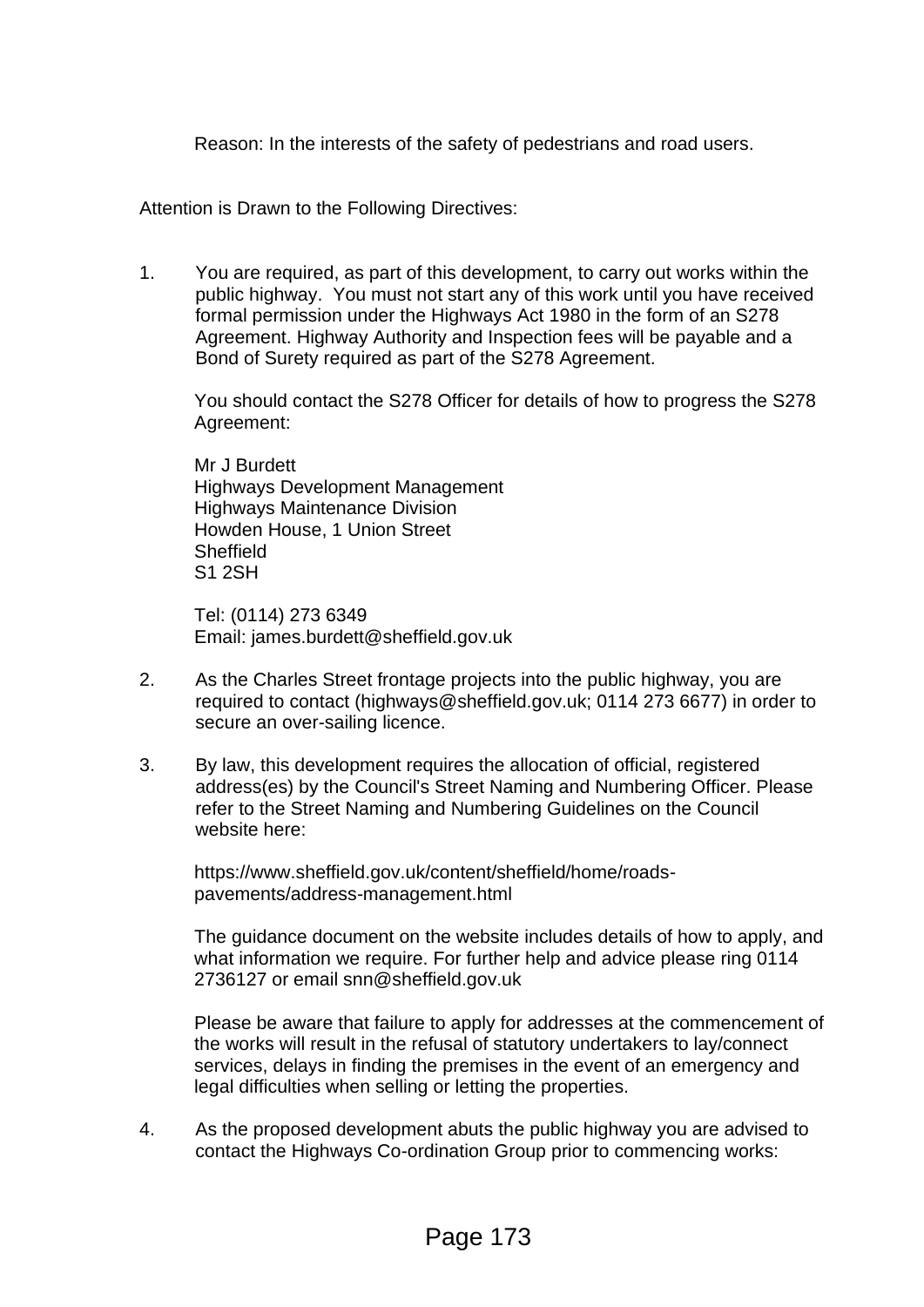Reason: In the interests of the safety of pedestrians and road users.

Attention is Drawn to the Following Directives:

1. You are required, as part of this development, to carry out works within the public highway. You must not start any of this work until you have received formal permission under the Highways Act 1980 in the form of an S278 Agreement. Highway Authority and Inspection fees will be payable and a Bond of Surety required as part of the S278 Agreement.

   You should contact the S278 Officer for details of how to progress the S278 Agreement:

   Mr J Burdett
   Highways Development Management
   Highways Maintenance Division
   Howden House, 1 Union Street
   Sheffield
   S1 2SH

   Tel: (0114) 273 6349
   Email: james.burdett@sheffield.gov.uk

2. As the Charles Street frontage projects into the public highway, you are required to contact (highways@sheffield.gov.uk; 0114 273 6677) in order to secure an over-sailing licence.

3. By law, this development requires the allocation of official, registered address(es) by the Council's Street Naming and Numbering Officer. Please refer to the Street Naming and Numbering Guidelines on the Council website here:

   https://www.sheffield.gov.uk/content/sheffield/home/roads-pavements/address-management.html

   The guidance document on the website includes details of how to apply, and what information we require. For further help and advice please ring 0114 2736127 or email snn@sheffield.gov.uk

   Please be aware that failure to apply for addresses at the commencement of the works will result in the refusal of statutory undertakers to lay/connect services, delays in finding the premises in the event of an emergency and legal difficulties when selling or letting the properties.

4. As the proposed development abuts the public highway you are advised to contact the Highways Co-ordination Group prior to commencing works: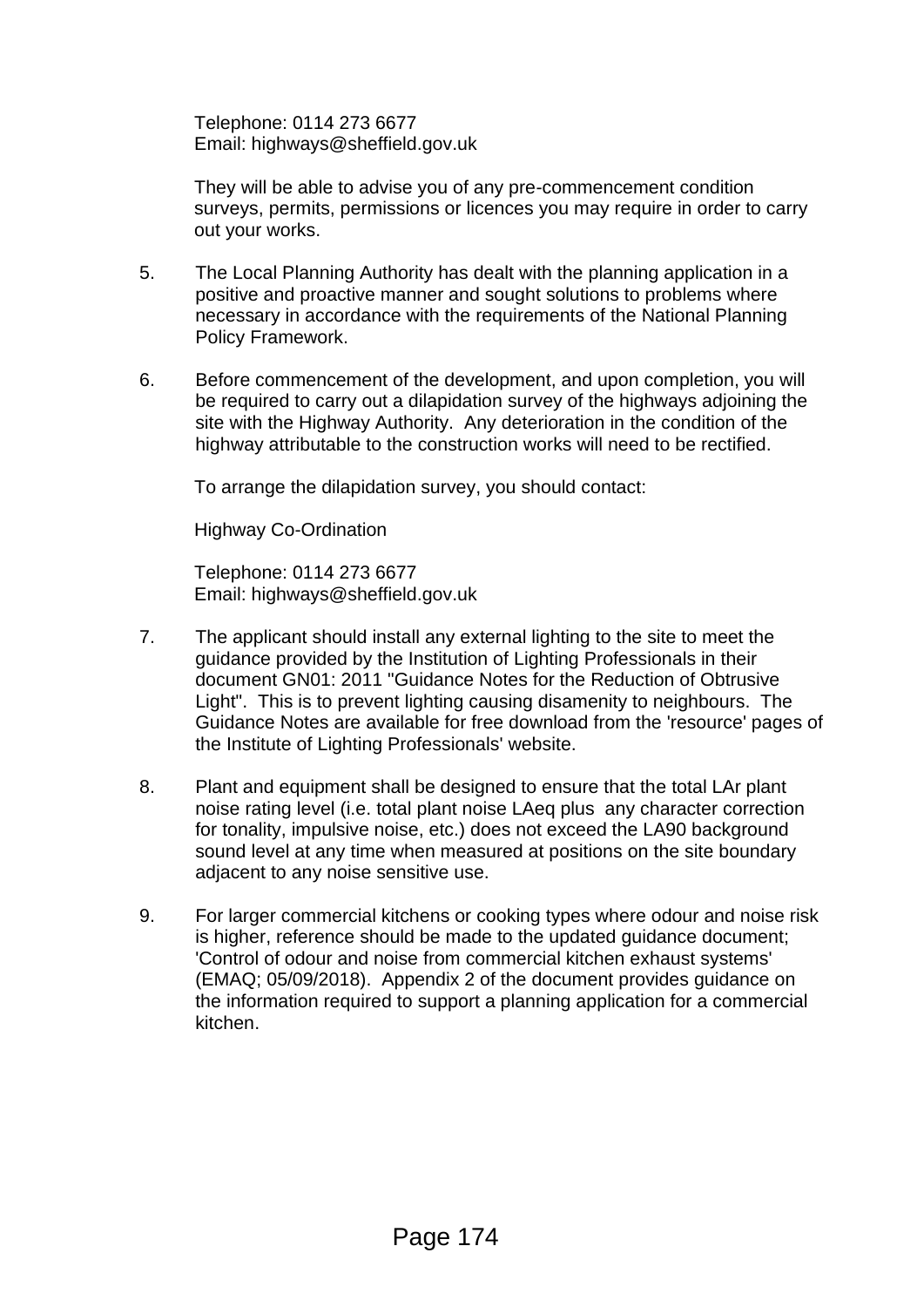Telephone: 0114 273 6677
Email: highways@sheffield.gov.uk

They will be able to advise you of any pre-commencement condition surveys, permits, permissions or licences you may require in order to carry out your works.

5. The Local Planning Authority has dealt with the planning application in a positive and proactive manner and sought solutions to problems where necessary in accordance with the requirements of the National Planning Policy Framework.

6. Before commencement of the development, and upon completion, you will be required to carry out a dilapidation survey of the highways adjoining the site with the Highway Authority. Any deterioration in the condition of the highway attributable to the construction works will need to be rectified.

   To arrange the dilapidation survey, you should contact:

   Highway Co-Ordination

   Telephone: 0114 273 6677
   Email: highways@sheffield.gov.uk

7. The applicant should install any external lighting to the site to meet the guidance provided by the Institution of Lighting Professionals in their document GN01: 2011 "Guidance Notes for the Reduction of Obtrusive Light". This is to prevent lighting causing disamenity to neighbours. The Guidance Notes are available for free download from the 'resource' pages of the Institute of Lighting Professionals' website.

8. Plant and equipment shall be designed to ensure that the total LAr plant noise rating level (i.e. total plant noise LAeq plus any character correction for tonality, impulsive noise, etc.) does not exceed the LA90 background sound level at any time when measured at positions on the site boundary adjacent to any noise sensitive use.

9. For larger commercial kitchens or cooking types where odour and noise risk is higher, reference should be made to the updated guidance document; 'Control of odour and noise from commercial kitchen exhaust systems' (EMAQ; 05/09/2018). Appendix 2 of the document provides guidance on the information required to support a planning application for a commercial kitchen.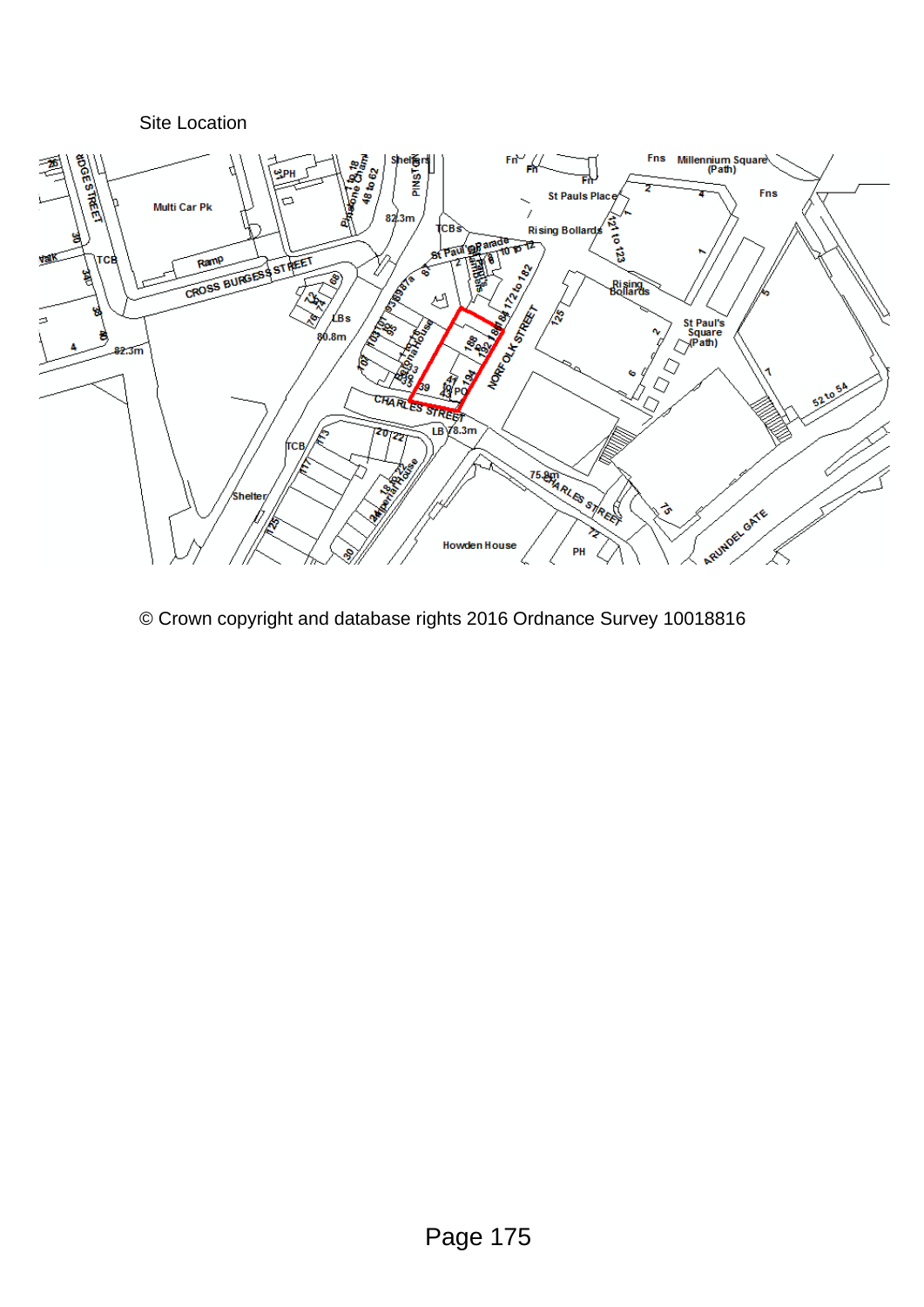Site Location

© Crown copyright and database rights 2016 Ordnance Survey 10018816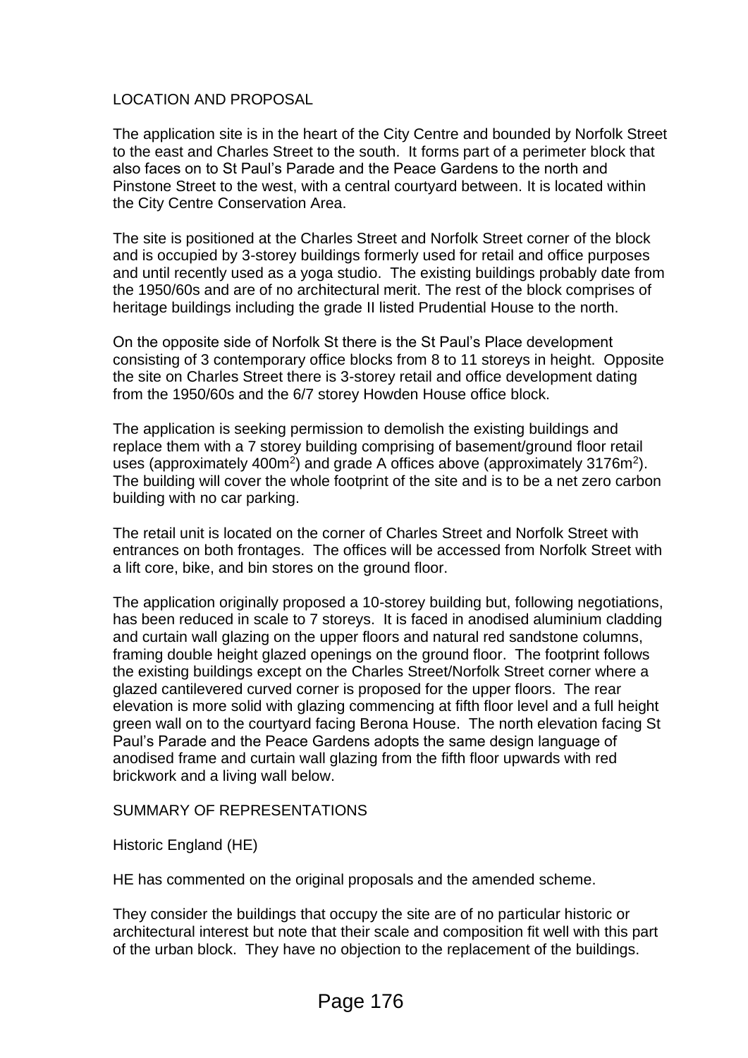LOCATION AND PROPOSAL

The application site is in the heart of the City Centre and bounded by Norfolk Street to the east and Charles Street to the south. It forms part of a perimeter block that also faces on to St Paul's Parade and the Peace Gardens to the north and Pinstone Street to the west, with a central courtyard between. It is located within the City Centre Conservation Area.

The site is positioned at the Charles Street and Norfolk Street corner of the block and is occupied by 3-storey buildings formerly used for retail and office purposes and until recently used as a yoga studio. The existing buildings probably date from the 1950/60s and are of no architectural merit. The rest of the block comprises of heritage buildings including the grade II listed Prudential House to the north.

On the opposite side of Norfolk St there is the St Paul's Place development consisting of 3 contemporary office blocks from 8 to 11 storeys in height. Opposite the site on Charles Street there is 3-storey retail and office development dating from the 1950/60s and the 6/7 storey Howden House office block.

The application is seeking permission to demolish the existing buildings and replace them with a 7 storey building comprising of basement/ground floor retail uses (approximately 400m$^2$) and grade A offices above (approximately 3176m$^2$). The building will cover the whole footprint of the site and is to be a net zero carbon building with no car parking.

The retail unit is located on the corner of Charles Street and Norfolk Street with entrances on both frontages. The offices will be accessed from Norfolk Street with a lift core, bike, and bin stores on the ground floor.

The application originally proposed a 10-storey building but, following negotiations, has been reduced in scale to 7 storeys. It is faced in anodised aluminium cladding and curtain wall glazing on the upper floors and natural red sandstone columns, framing double height glazed openings on the ground floor. The footprint follows the existing buildings except on the Charles Street/Norfolk Street corner where a glazed cantilevered curved corner is proposed for the upper floors. The rear elevation is more solid with glazing commencing at fifth floor level and a full height green wall on to the courtyard facing Berona House. The north elevation facing St Paul's Parade and the Peace Gardens adopts the same design language of anodised frame and curtain wall glazing from the fifth floor upwards with red brickwork and a living wall below.

SUMMARY OF REPRESENTATIONS

Historic England (HE)

HE has commented on the original proposals and the amended scheme.

They consider the buildings that occupy the site are of no particular historic or architectural interest but note that their scale and composition fit well with this part of the urban block. They have no objection to the replacement of the buildings.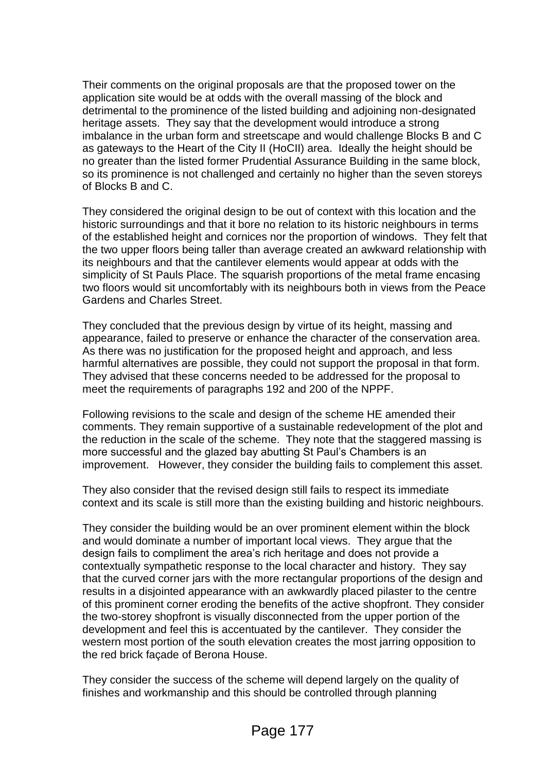Their comments on the original proposals are that the proposed tower on the application site would be at odds with the overall massing of the block and detrimental to the prominence of the listed building and adjoining non-designated heritage assets. They say that the development would introduce a strong imbalance in the urban form and streetscape and would challenge Blocks B and C as gateways to the Heart of the City II (HoCII) area. Ideally the height should be no greater than the listed former Prudential Assurance Building in the same block, so its prominence is not challenged and certainly no higher than the seven storeys of Blocks B and C.

They considered the original design to be out of context with this location and the historic surroundings and that it bore no relation to its historic neighbours in terms of the established height and cornices nor the proportion of windows. They felt that the two upper floors being taller than average created an awkward relationship with its neighbours and that the cantilever elements would appear at odds with the simplicity of St Pauls Place. The squarish proportions of the metal frame encasing two floors would sit uncomfortably with its neighbours both in views from the Peace Gardens and Charles Street.

They concluded that the previous design by virtue of its height, massing and appearance, failed to preserve or enhance the character of the conservation area. As there was no justification for the proposed height and approach, and less harmful alternatives are possible, they could not support the proposal in that form. They advised that these concerns needed to be addressed for the proposal to meet the requirements of paragraphs 192 and 200 of the NPPF.

Following revisions to the scale and design of the scheme HE amended their comments. They remain supportive of a sustainable redevelopment of the plot and the reduction in the scale of the scheme. They note that the staggered massing is more successful and the glazed bay abutting St Paul's Chambers is an improvement. However, they consider the building fails to complement this asset.

They also consider that the revised design still fails to respect its immediate context and its scale is still more than the existing building and historic neighbours.

They consider the building would be an over prominent element within the block and would dominate a number of important local views. They argue that the design fails to compliment the area's rich heritage and does not provide a contextually sympathetic response to the local character and history. They say that the curved corner jars with the more rectangular proportions of the design and results in a disjointed appearance with an awkwardly placed pilaster to the centre of this prominent corner eroding the benefits of the active shopfront. They consider the two-storey shopfront is visually disconnected from the upper portion of the development and feel this is accentuated by the cantilever. They consider the western most portion of the south elevation creates the most jarring opposition to the red brick façade of Berona House.

They consider the success of the scheme will depend largely on the quality of finishes and workmanship and this should be controlled through planning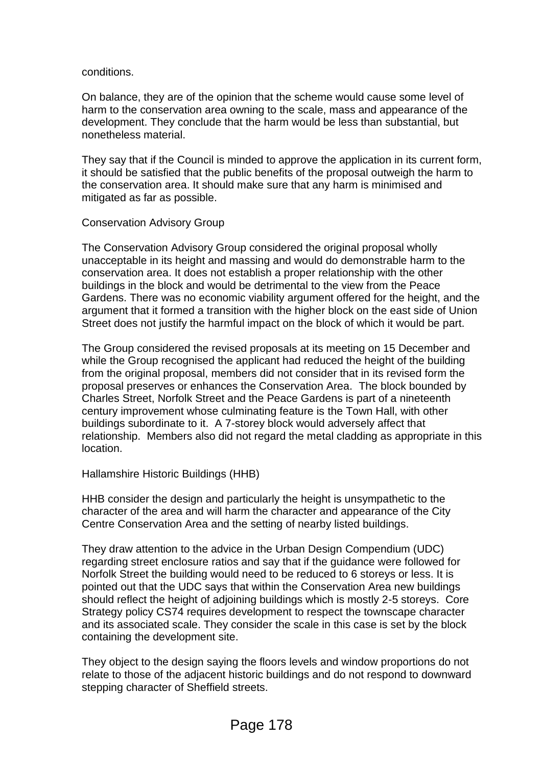conditions.

On balance, they are of the opinion that the scheme would cause some level of harm to the conservation area owning to the scale, mass and appearance of the development. They conclude that the harm would be less than substantial, but nonetheless material.

They say that if the Council is minded to approve the application in its current form, it should be satisfied that the public benefits of the proposal outweigh the harm to the conservation area. It should make sure that any harm is minimised and mitigated as far as possible.

Conservation Advisory Group

The Conservation Advisory Group considered the original proposal wholly unacceptable in its height and massing and would do demonstrable harm to the conservation area. It does not establish a proper relationship with the other buildings in the block and would be detrimental to the view from the Peace Gardens. There was no economic viability argument offered for the height, and the argument that it formed a transition with the higher block on the east side of Union Street does not justify the harmful impact on the block of which it would be part.

The Group considered the revised proposals at its meeting on 15 December and while the Group recognised the applicant had reduced the height of the building from the original proposal, members did not consider that in its revised form the proposal preserves or enhances the Conservation Area. The block bounded by Charles Street, Norfolk Street and the Peace Gardens is part of a nineteenth century improvement whose culminating feature is the Town Hall, with other buildings subordinate to it. A 7-storey block would adversely affect that relationship. Members also did not regard the metal cladding as appropriate in this location.

Hallamshire Historic Buildings (HHB)

HHB consider the design and particularly the height is unsympathetic to the character of the area and will harm the character and appearance of the City Centre Conservation Area and the setting of nearby listed buildings.

They draw attention to the advice in the Urban Design Compendium (UDC) regarding street enclosure ratios and say that if the guidance were followed for Norfolk Street the building would need to be reduced to 6 storeys or less. It is pointed out that the UDC says that within the Conservation Area new buildings should reflect the height of adjoining buildings which is mostly 2-5 storeys. Core Strategy policy CS74 requires development to respect the townscape character and its associated scale. They consider the scale in this case is set by the block containing the development site.

They object to the design saying the floors levels and window proportions do not relate to those of the adjacent historic buildings and do not respond to downward stepping character of Sheffield streets.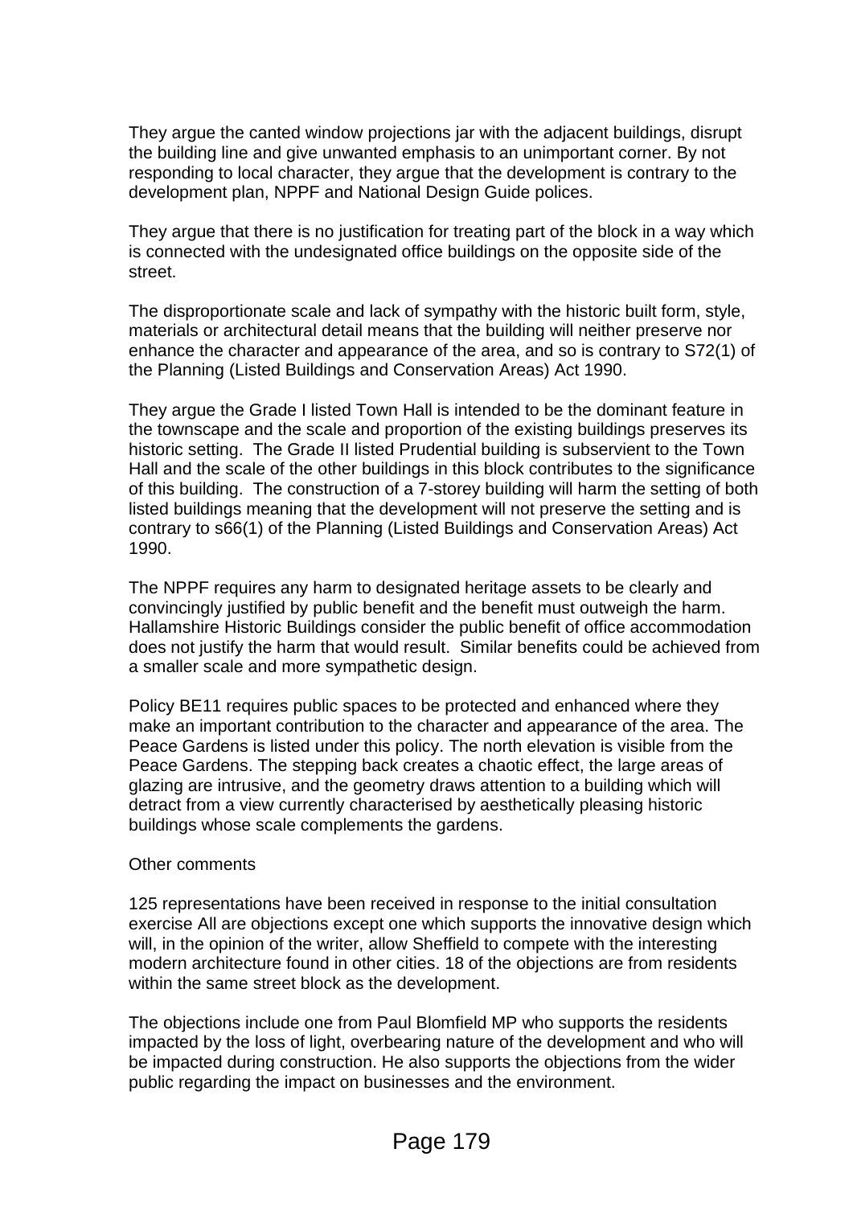They argue the canted window projections jar with the adjacent buildings, disrupt the building line and give unwanted emphasis to an unimportant corner. By not responding to local character, they argue that the development is contrary to the development plan, NPPF and National Design Guide polices.

They argue that there is no justification for treating part of the block in a way which is connected with the undesignated office buildings on the opposite side of the street.

The disproportionate scale and lack of sympathy with the historic built form, style, materials or architectural detail means that the building will neither preserve nor enhance the character and appearance of the area, and so is contrary to S72(1) of the Planning (Listed Buildings and Conservation Areas) Act 1990.

They argue the Grade I listed Town Hall is intended to be the dominant feature in the townscape and the scale and proportion of the existing buildings preserves its historic setting. The Grade II listed Prudential building is subservient to the Town Hall and the scale of the other buildings in this block contributes to the significance of this building. The construction of a 7-storey building will harm the setting of both listed buildings meaning that the development will not preserve the setting and is contrary to s66(1) of the Planning (Listed Buildings and Conservation Areas) Act 1990.

The NPPF requires any harm to designated heritage assets to be clearly and convincingly justified by public benefit and the benefit must outweigh the harm. Hallamshire Historic Buildings consider the public benefit of office accommodation does not justify the harm that would result. Similar benefits could be achieved from a smaller scale and more sympathetic design.

Policy BE11 requires public spaces to be protected and enhanced where they make an important contribution to the character and appearance of the area. The Peace Gardens is listed under this policy. The north elevation is visible from the Peace Gardens. The stepping back creates a chaotic effect, the large areas of glazing are intrusive, and the geometry draws attention to a building which will detract from a view currently characterised by aesthetically pleasing historic buildings whose scale complements the gardens.

Other comments

125 representations have been received in response to the initial consultation exercise All are objections except one which supports the innovative design which will, in the opinion of the writer, allow Sheffield to compete with the interesting modern architecture found in other cities. 18 of the objections are from residents within the same street block as the development.

The objections include one from Paul Blomfield MP who supports the residents impacted by the loss of light, overbearing nature of the development and who will be impacted during construction. He also supports the objections from the wider public regarding the impact on businesses and the environment.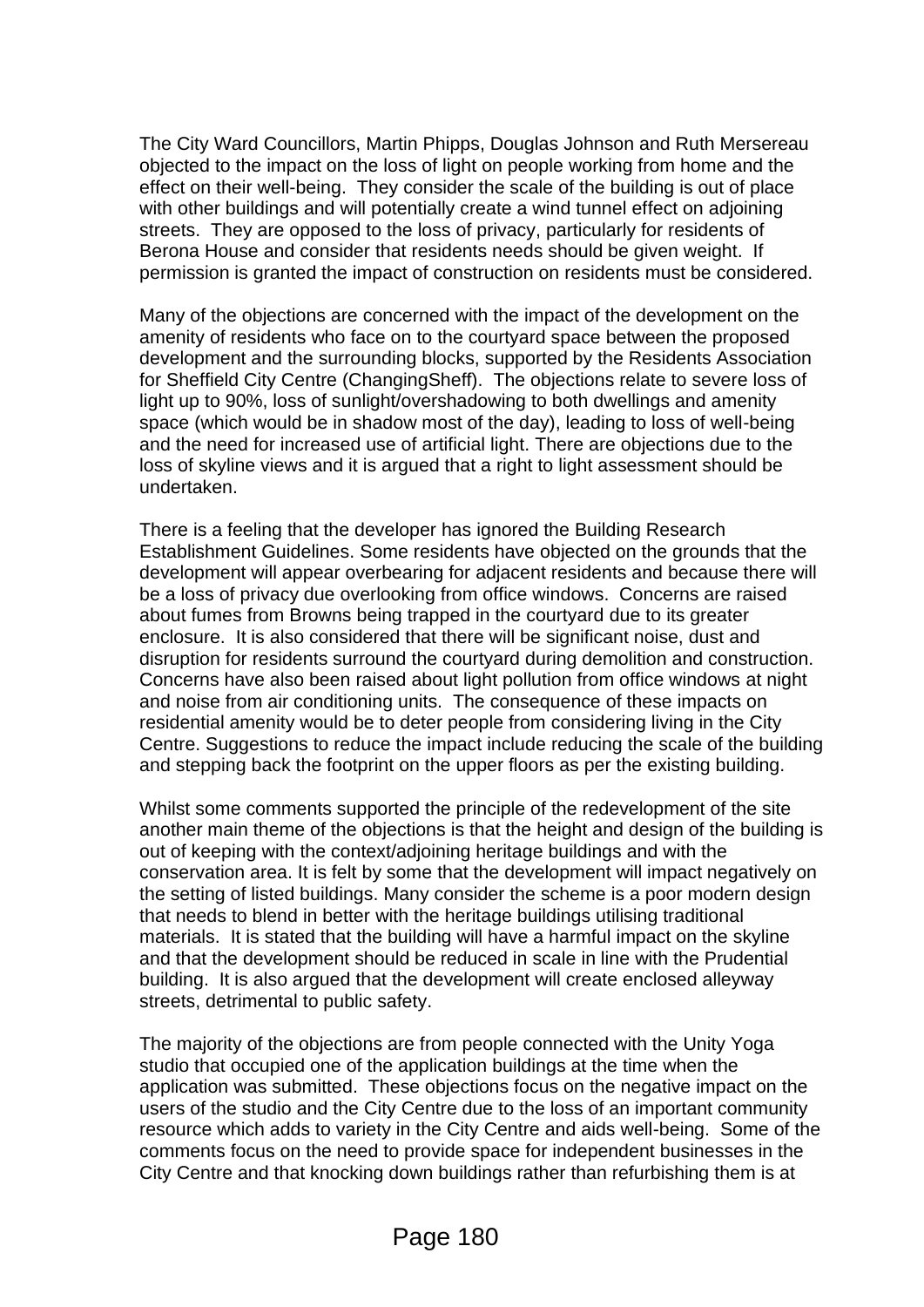The City Ward Councillors, Martin Phipps, Douglas Johnson and Ruth Mersereau objected to the impact on the loss of light on people working from home and the effect on their well-being. They consider the scale of the building is out of place with other buildings and will potentially create a wind tunnel effect on adjoining streets. They are opposed to the loss of privacy, particularly for residents of Berona House and consider that residents needs should be given weight. If permission is granted the impact of construction on residents must be considered.

Many of the objections are concerned with the impact of the development on the amenity of residents who face on to the courtyard space between the proposed development and the surrounding blocks, supported by the Residents Association for Sheffield City Centre (ChangingSheff). The objections relate to severe loss of light up to 90%, loss of sunlight/overshadowing to both dwellings and amenity space (which would be in shadow most of the day), leading to loss of well-being and the need for increased use of artificial light. There are objections due to the loss of skyline views and it is argued that a right to light assessment should be undertaken.

There is a feeling that the developer has ignored the Building Research Establishment Guidelines. Some residents have objected on the grounds that the development will appear overbearing for adjacent residents and because there will be a loss of privacy due overlooking from office windows. Concerns are raised about fumes from Browns being trapped in the courtyard due to its greater enclosure. It is also considered that there will be significant noise, dust and disruption for residents surround the courtyard during demolition and construction. Concerns have also been raised about light pollution from office windows at night and noise from air conditioning units. The consequence of these impacts on residential amenity would be to deter people from considering living in the City Centre. Suggestions to reduce the impact include reducing the scale of the building and stepping back the footprint on the upper floors as per the existing building.

Whilst some comments supported the principle of the redevelopment of the site another main theme of the objections is that the height and design of the building is out of keeping with the context/adjoining heritage buildings and with the conservation area. It is felt by some that the development will impact negatively on the setting of listed buildings. Many consider the scheme is a poor modern design that needs to blend in better with the heritage buildings utilising traditional materials. It is stated that the building will have a harmful impact on the skyline and that the development should be reduced in scale in line with the Prudential building. It is also argued that the development will create enclosed alleyway streets, detrimental to public safety.

The majority of the objections are from people connected with the Unity Yoga studio that occupied one of the application buildings at the time when the application was submitted. These objections focus on the negative impact on the users of the studio and the City Centre due to the loss of an important community resource which adds to variety in the City Centre and aids well-being. Some of the comments focus on the need to provide space for independent businesses in the City Centre and that knocking down buildings rather than refurbishing them is at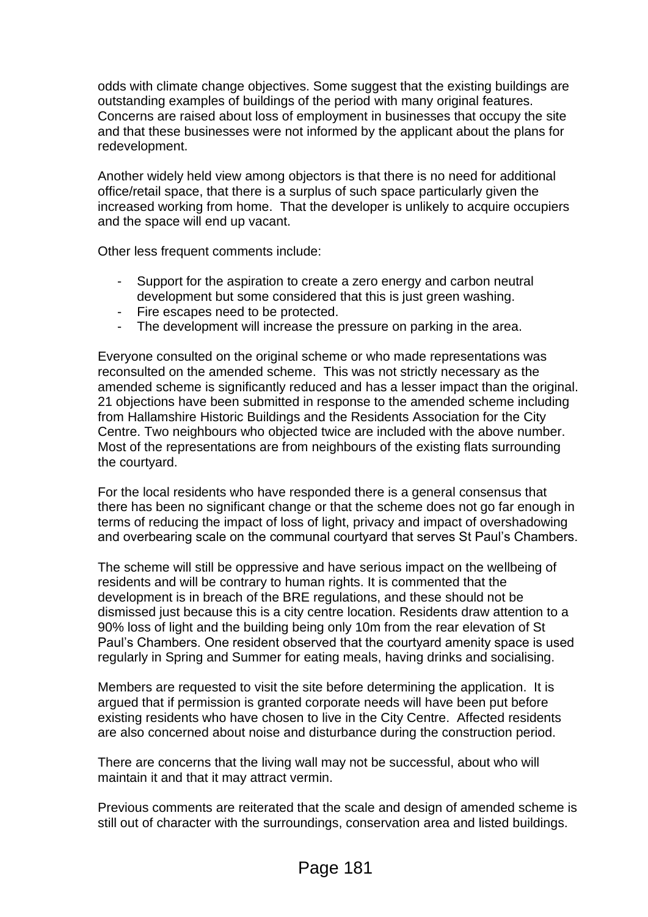odds with climate change objectives. Some suggest that the existing buildings are outstanding examples of buildings of the period with many original features. Concerns are raised about loss of employment in businesses that occupy the site and that these businesses were not informed by the applicant about the plans for redevelopment.

Another widely held view among objectors is that there is no need for additional office/retail space, that there is a surplus of such space particularly given the increased working from home. That the developer is unlikely to acquire occupiers and the space will end up vacant.

Other less frequent comments include:

- Support for the aspiration to create a zero energy and carbon neutral development but some considered that this is just green washing.
- Fire escapes need to be protected.
- The development will increase the pressure on parking in the area.

Everyone consulted on the original scheme or who made representations was reconsulted on the amended scheme. This was not strictly necessary as the amended scheme is significantly reduced and has a lesser impact than the original. 21 objections have been submitted in response to the amended scheme including from Hallamshire Historic Buildings and the Residents Association for the City Centre. Two neighbours who objected twice are included with the above number. Most of the representations are from neighbours of the existing flats surrounding the courtyard.

For the local residents who have responded there is a general consensus that there has been no significant change or that the scheme does not go far enough in terms of reducing the impact of loss of light, privacy and impact of overshadowing and overbearing scale on the communal courtyard that serves St Paul's Chambers.

The scheme will still be oppressive and have serious impact on the wellbeing of residents and will be contrary to human rights. It is commented that the development is in breach of the BRE regulations, and these should not be dismissed just because this is a city centre location. Residents draw attention to a 90% loss of light and the building being only 10m from the rear elevation of St Paul's Chambers. One resident observed that the courtyard amenity space is used regularly in Spring and Summer for eating meals, having drinks and socialising.

Members are requested to visit the site before determining the application. It is argued that if permission is granted corporate needs will have been put before existing residents who have chosen to live in the City Centre. Affected residents are also concerned about noise and disturbance during the construction period.

There are concerns that the living wall may not be successful, about who will maintain it and that it may attract vermin.

Previous comments are reiterated that the scale and design of amended scheme is still out of character with the surroundings, conservation area and listed buildings.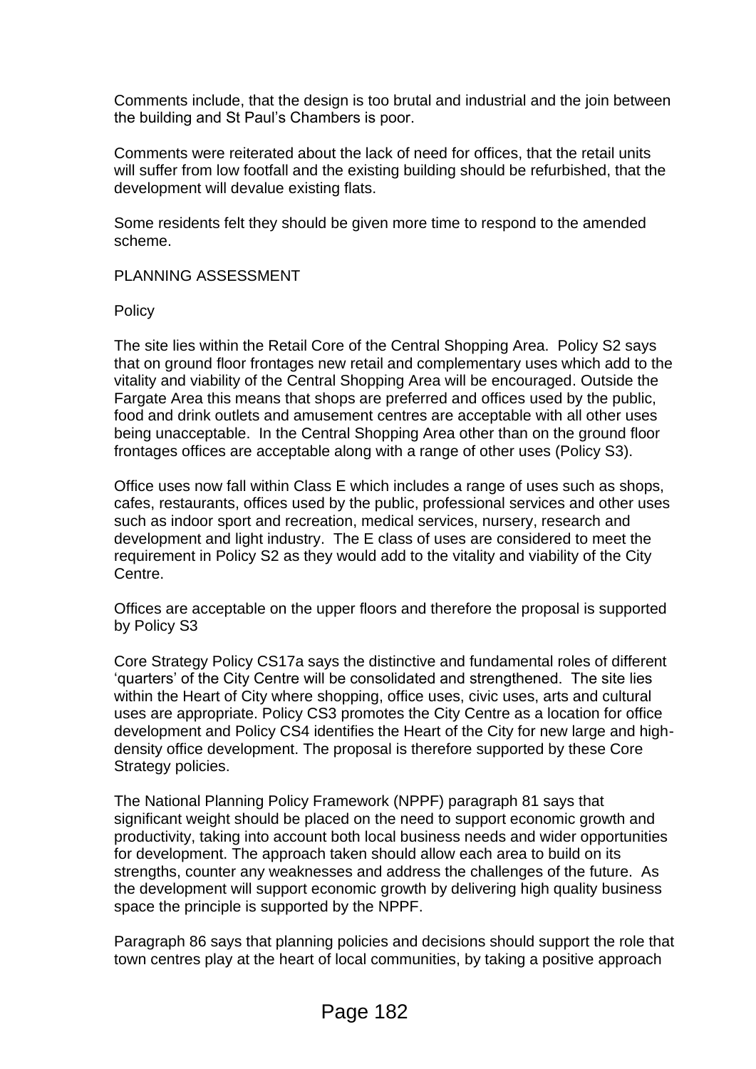Comments include, that the design is too brutal and industrial and the join between the building and St Paul's Chambers is poor.

Comments were reiterated about the lack of need for offices, that the retail units will suffer from low footfall and the existing building should be refurbished, that the development will devalue existing flats.

Some residents felt they should be given more time to respond to the amended scheme.

PLANNING ASSESSMENT

Policy

The site lies within the Retail Core of the Central Shopping Area. Policy S2 says that on ground floor frontages new retail and complementary uses which add to the vitality and viability of the Central Shopping Area will be encouraged. Outside the Fargate Area this means that shops are preferred and offices used by the public, food and drink outlets and amusement centres are acceptable with all other uses being unacceptable. In the Central Shopping Area other than on the ground floor frontages offices are acceptable along with a range of other uses (Policy S3).

Office uses now fall within Class E which includes a range of uses such as shops, cafes, restaurants, offices used by the public, professional services and other uses such as indoor sport and recreation, medical services, nursery, research and development and light industry. The E class of uses are considered to meet the requirement in Policy S2 as they would add to the vitality and viability of the City Centre.

Offices are acceptable on the upper floors and therefore the proposal is supported by Policy S3

Core Strategy Policy CS17a says the distinctive and fundamental roles of different 'quarters' of the City Centre will be consolidated and strengthened. The site lies within the Heart of City where shopping, office uses, civic uses, arts and cultural uses are appropriate. Policy CS3 promotes the City Centre as a location for office development and Policy CS4 identifies the Heart of the City for new large and high-density office development. The proposal is therefore supported by these Core Strategy policies.

The National Planning Policy Framework (NPPF) paragraph 81 says that significant weight should be placed on the need to support economic growth and productivity, taking into account both local business needs and wider opportunities for development. The approach taken should allow each area to build on its strengths, counter any weaknesses and address the challenges of the future. As the development will support economic growth by delivering high quality business space the principle is supported by the NPPF.

Paragraph 86 says that planning policies and decisions should support the role that town centres play at the heart of local communities, by taking a positive approach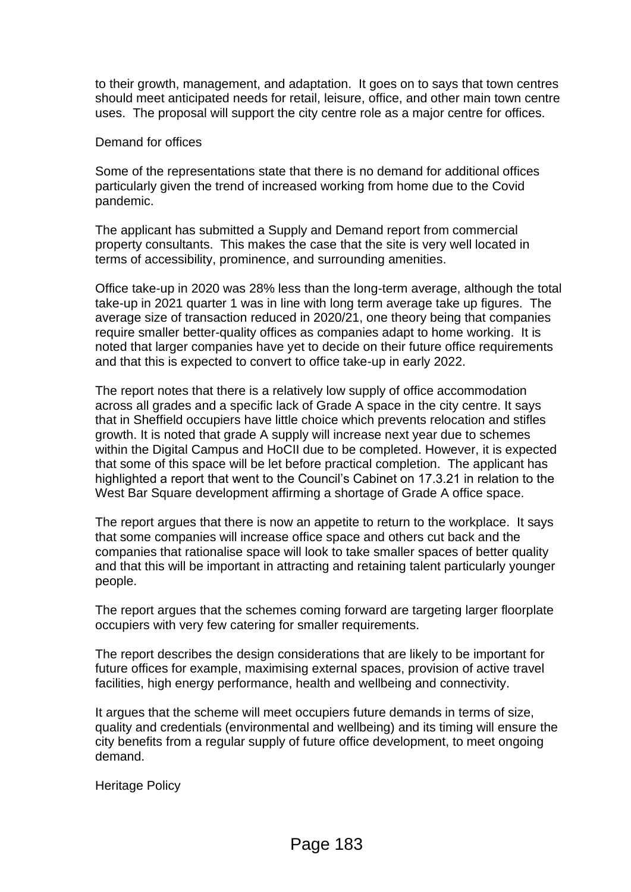to their growth, management, and adaptation. It goes on to says that town centres should meet anticipated needs for retail, leisure, office, and other main town centre uses. The proposal will support the city centre role as a major centre for offices.

Demand for offices

Some of the representations state that there is no demand for additional offices particularly given the trend of increased working from home due to the Covid pandemic.

The applicant has submitted a Supply and Demand report from commercial property consultants. This makes the case that the site is very well located in terms of accessibility, prominence, and surrounding amenities.

Office take-up in 2020 was 28% less than the long-term average, although the total take-up in 2021 quarter 1 was in line with long term average take up figures. The average size of transaction reduced in 2020/21, one theory being that companies require smaller better-quality offices as companies adapt to home working. It is noted that larger companies have yet to decide on their future office requirements and that this is expected to convert to office take-up in early 2022.

The report notes that there is a relatively low supply of office accommodation across all grades and a specific lack of Grade A space in the city centre. It says that in Sheffield occupiers have little choice which prevents relocation and stifles growth. It is noted that grade A supply will increase next year due to schemes within the Digital Campus and HoCII due to be completed. However, it is expected that some of this space will be let before practical completion. The applicant has highlighted a report that went to the Council's Cabinet on 17.3.21 in relation to the West Bar Square development affirming a shortage of Grade A office space.

The report argues that there is now an appetite to return to the workplace. It says that some companies will increase office space and others cut back and the companies that rationalise space will look to take smaller spaces of better quality and that this will be important in attracting and retaining talent particularly younger people.

The report argues that the schemes coming forward are targeting larger floorplate occupiers with very few catering for smaller requirements.

The report describes the design considerations that are likely to be important for future offices for example, maximising external spaces, provision of active travel facilities, high energy performance, health and wellbeing and connectivity.

It argues that the scheme will meet occupiers future demands in terms of size, quality and credentials (environmental and wellbeing) and its timing will ensure the city benefits from a regular supply of future office development, to meet ongoing demand.

Heritage Policy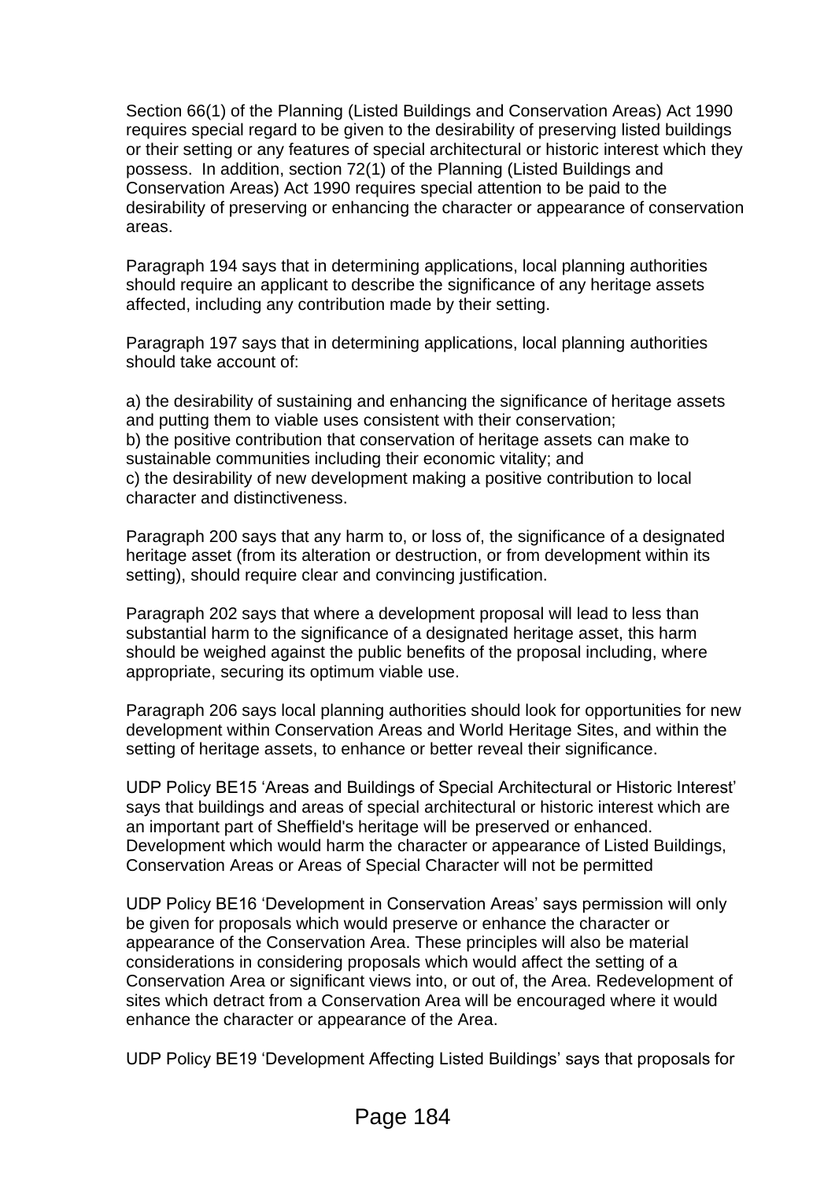Section 66(1) of the Planning (Listed Buildings and Conservation Areas) Act 1990 requires special regard to be given to the desirability of preserving listed buildings or their setting or any features of special architectural or historic interest which they possess. In addition, section 72(1) of the Planning (Listed Buildings and Conservation Areas) Act 1990 requires special attention to be paid to the desirability of preserving or enhancing the character or appearance of conservation areas.

Paragraph 194 says that in determining applications, local planning authorities should require an applicant to describe the significance of any heritage assets affected, including any contribution made by their setting.

Paragraph 197 says that in determining applications, local planning authorities should take account of:

a) the desirability of sustaining and enhancing the significance of heritage assets and putting them to viable uses consistent with their conservation;
b) the positive contribution that conservation of heritage assets can make to sustainable communities including their economic vitality; and
c) the desirability of new development making a positive contribution to local character and distinctiveness.

Paragraph 200 says that any harm to, or loss of, the significance of a designated heritage asset (from its alteration or destruction, or from development within its setting), should require clear and convincing justification.

Paragraph 202 says that where a development proposal will lead to less than substantial harm to the significance of a designated heritage asset, this harm should be weighed against the public benefits of the proposal including, where appropriate, securing its optimum viable use.

Paragraph 206 says local planning authorities should look for opportunities for new development within Conservation Areas and World Heritage Sites, and within the setting of heritage assets, to enhance or better reveal their significance.

UDP Policy BE15 'Areas and Buildings of Special Architectural or Historic Interest' says that buildings and areas of special architectural or historic interest which are an important part of Sheffield's heritage will be preserved or enhanced. Development which would harm the character or appearance of Listed Buildings, Conservation Areas or Areas of Special Character will not be permitted

UDP Policy BE16 'Development in Conservation Areas' says permission will only be given for proposals which would preserve or enhance the character or appearance of the Conservation Area. These principles will also be material considerations in considering proposals which would affect the setting of a Conservation Area or significant views into, or out of, the Area. Redevelopment of sites which detract from a Conservation Area will be encouraged where it would enhance the character or appearance of the Area.

UDP Policy BE19 'Development Affecting Listed Buildings' says that proposals for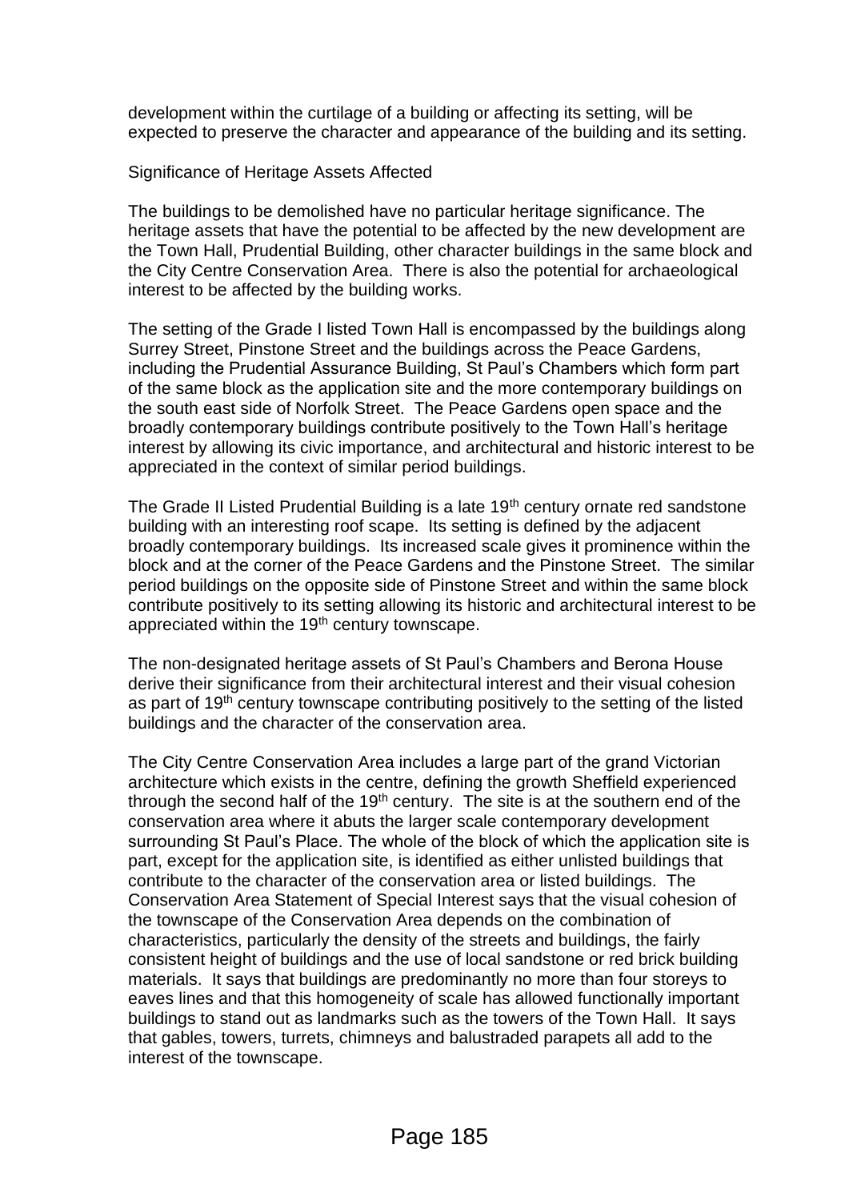development within the curtilage of a building or affecting its setting, will be expected to preserve the character and appearance of the building and its setting.

Significance of Heritage Assets Affected

The buildings to be demolished have no particular heritage significance. The heritage assets that have the potential to be affected by the new development are the Town Hall, Prudential Building, other character buildings in the same block and the City Centre Conservation Area. There is also the potential for archaeological interest to be affected by the building works.

The setting of the Grade I listed Town Hall is encompassed by the buildings along Surrey Street, Pinstone Street and the buildings across the Peace Gardens, including the Prudential Assurance Building, St Paul's Chambers which form part of the same block as the application site and the more contemporary buildings on the south east side of Norfolk Street. The Peace Gardens open space and the broadly contemporary buildings contribute positively to the Town Hall's heritage interest by allowing its civic importance, and architectural and historic interest to be appreciated in the context of similar period buildings.

The Grade II Listed Prudential Building is a late 19th century ornate red sandstone building with an interesting roof scape. Its setting is defined by the adjacent broadly contemporary buildings. Its increased scale gives it prominence within the block and at the corner of the Peace Gardens and the Pinstone Street. The similar period buildings on the opposite side of Pinstone Street and within the same block contribute positively to its setting allowing its historic and architectural interest to be appreciated within the 19th century townscape.

The non-designated heritage assets of St Paul's Chambers and Berona House derive their significance from their architectural interest and their visual cohesion as part of 19th century townscape contributing positively to the setting of the listed buildings and the character of the conservation area.

The City Centre Conservation Area includes a large part of the grand Victorian architecture which exists in the centre, defining the growth Sheffield experienced through the second half of the 19th century. The site is at the southern end of the conservation area where it abuts the larger scale contemporary development surrounding St Paul's Place. The whole of the block of which the application site is part, except for the application site, is identified as either unlisted buildings that contribute to the character of the conservation area or listed buildings. The Conservation Area Statement of Special Interest says that the visual cohesion of the townscape of the Conservation Area depends on the combination of characteristics, particularly the density of the streets and buildings, the fairly consistent height of buildings and the use of local sandstone or red brick building materials. It says that buildings are predominantly no more than four storeys to eaves lines and that this homogeneity of scale has allowed functionally important buildings to stand out as landmarks such as the towers of the Town Hall. It says that gables, towers, turrets, chimneys and balustraded parapets all add to the interest of the townscape.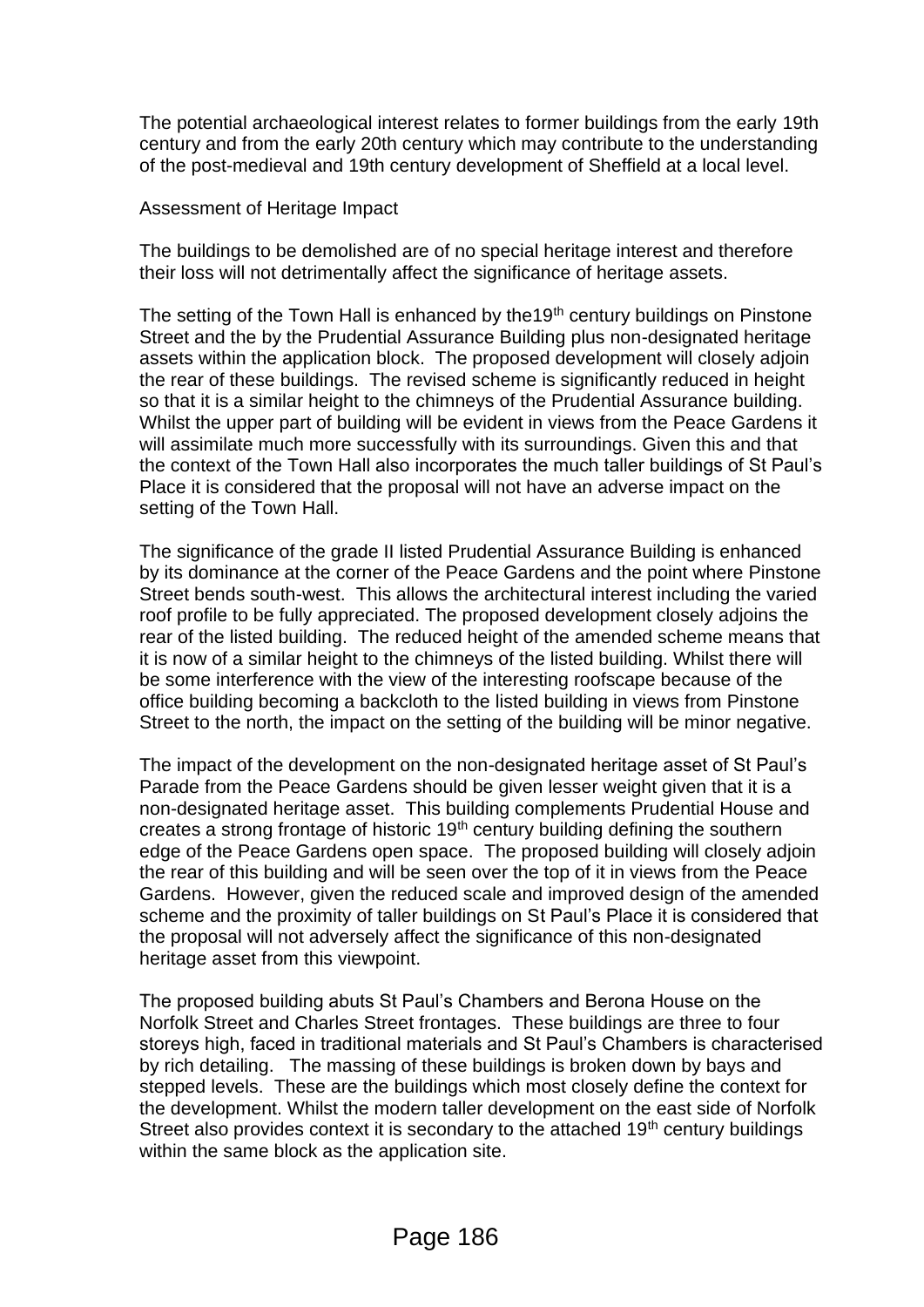The potential archaeological interest relates to former buildings from the early 19th century and from the early 20th century which may contribute to the understanding of the post-medieval and 19th century development of Sheffield at a local level.

Assessment of Heritage Impact

The buildings to be demolished are of no special heritage interest and therefore their loss will not detrimentally affect the significance of heritage assets.

The setting of the Town Hall is enhanced by the19th century buildings on Pinstone Street and the by the Prudential Assurance Building plus non-designated heritage assets within the application block. The proposed development will closely adjoin the rear of these buildings. The revised scheme is significantly reduced in height so that it is a similar height to the chimneys of the Prudential Assurance building. Whilst the upper part of building will be evident in views from the Peace Gardens it will assimilate much more successfully with its surroundings. Given this and that the context of the Town Hall also incorporates the much taller buildings of St Paul's Place it is considered that the proposal will not have an adverse impact on the setting of the Town Hall.

The significance of the grade II listed Prudential Assurance Building is enhanced by its dominance at the corner of the Peace Gardens and the point where Pinstone Street bends south-west. This allows the architectural interest including the varied roof profile to be fully appreciated. The proposed development closely adjoins the rear of the listed building. The reduced height of the amended scheme means that it is now of a similar height to the chimneys of the listed building. Whilst there will be some interference with the view of the interesting roofscape because of the office building becoming a backcloth to the listed building in views from Pinstone Street to the north, the impact on the setting of the building will be minor negative.

The impact of the development on the non-designated heritage asset of St Paul's Parade from the Peace Gardens should be given lesser weight given that it is a non-designated heritage asset. This building complements Prudential House and creates a strong frontage of historic 19th century building defining the southern edge of the Peace Gardens open space. The proposed building will closely adjoin the rear of this building and will be seen over the top of it in views from the Peace Gardens. However, given the reduced scale and improved design of the amended scheme and the proximity of taller buildings on St Paul's Place it is considered that the proposal will not adversely affect the significance of this non-designated heritage asset from this viewpoint.

The proposed building abuts St Paul's Chambers and Berona House on the Norfolk Street and Charles Street frontages. These buildings are three to four storeys high, faced in traditional materials and St Paul's Chambers is characterised by rich detailing. The massing of these buildings is broken down by bays and stepped levels. These are the buildings which most closely define the context for the development. Whilst the modern taller development on the east side of Norfolk Street also provides context it is secondary to the attached 19th century buildings within the same block as the application site.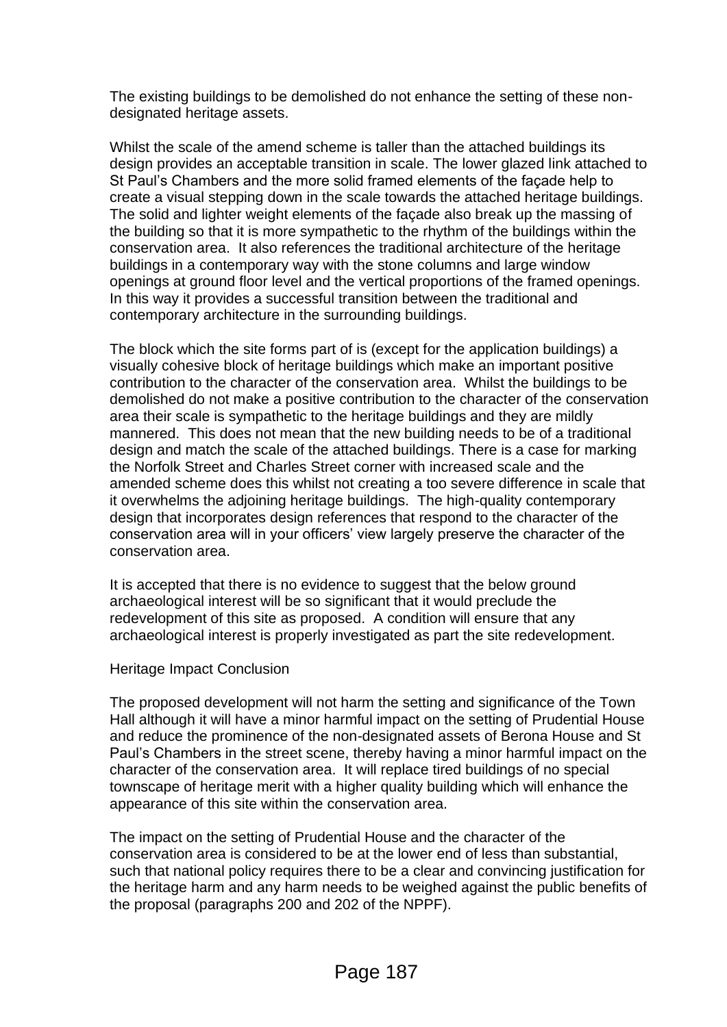The existing buildings to be demolished do not enhance the setting of these non-designated heritage assets.

Whilst the scale of the amend scheme is taller than the attached buildings its design provides an acceptable transition in scale. The lower glazed link attached to St Paul's Chambers and the more solid framed elements of the façade help to create a visual stepping down in the scale towards the attached heritage buildings. The solid and lighter weight elements of the façade also break up the massing of the building so that it is more sympathetic to the rhythm of the buildings within the conservation area. It also references the traditional architecture of the heritage buildings in a contemporary way with the stone columns and large window openings at ground floor level and the vertical proportions of the framed openings. In this way it provides a successful transition between the traditional and contemporary architecture in the surrounding buildings.

The block which the site forms part of is (except for the application buildings) a visually cohesive block of heritage buildings which make an important positive contribution to the character of the conservation area. Whilst the buildings to be demolished do not make a positive contribution to the character of the conservation area their scale is sympathetic to the heritage buildings and they are mildly mannered. This does not mean that the new building needs to be of a traditional design and match the scale of the attached buildings. There is a case for marking the Norfolk Street and Charles Street corner with increased scale and the amended scheme does this whilst not creating a too severe difference in scale that it overwhelms the adjoining heritage buildings. The high-quality contemporary design that incorporates design references that respond to the character of the conservation area will in your officers' view largely preserve the character of the conservation area.

It is accepted that there is no evidence to suggest that the below ground archaeological interest will be so significant that it would preclude the redevelopment of this site as proposed. A condition will ensure that any archaeological interest is properly investigated as part the site redevelopment.

Heritage Impact Conclusion

The proposed development will not harm the setting and significance of the Town Hall although it will have a minor harmful impact on the setting of Prudential House and reduce the prominence of the non-designated assets of Berona House and St Paul's Chambers in the street scene, thereby having a minor harmful impact on the character of the conservation area. It will replace tired buildings of no special townscape of heritage merit with a higher quality building which will enhance the appearance of this site within the conservation area.

The impact on the setting of Prudential House and the character of the conservation area is considered to be at the lower end of less than substantial, such that national policy requires there to be a clear and convincing justification for the heritage harm and any harm needs to be weighed against the public benefits of the proposal (paragraphs 200 and 202 of the NPPF).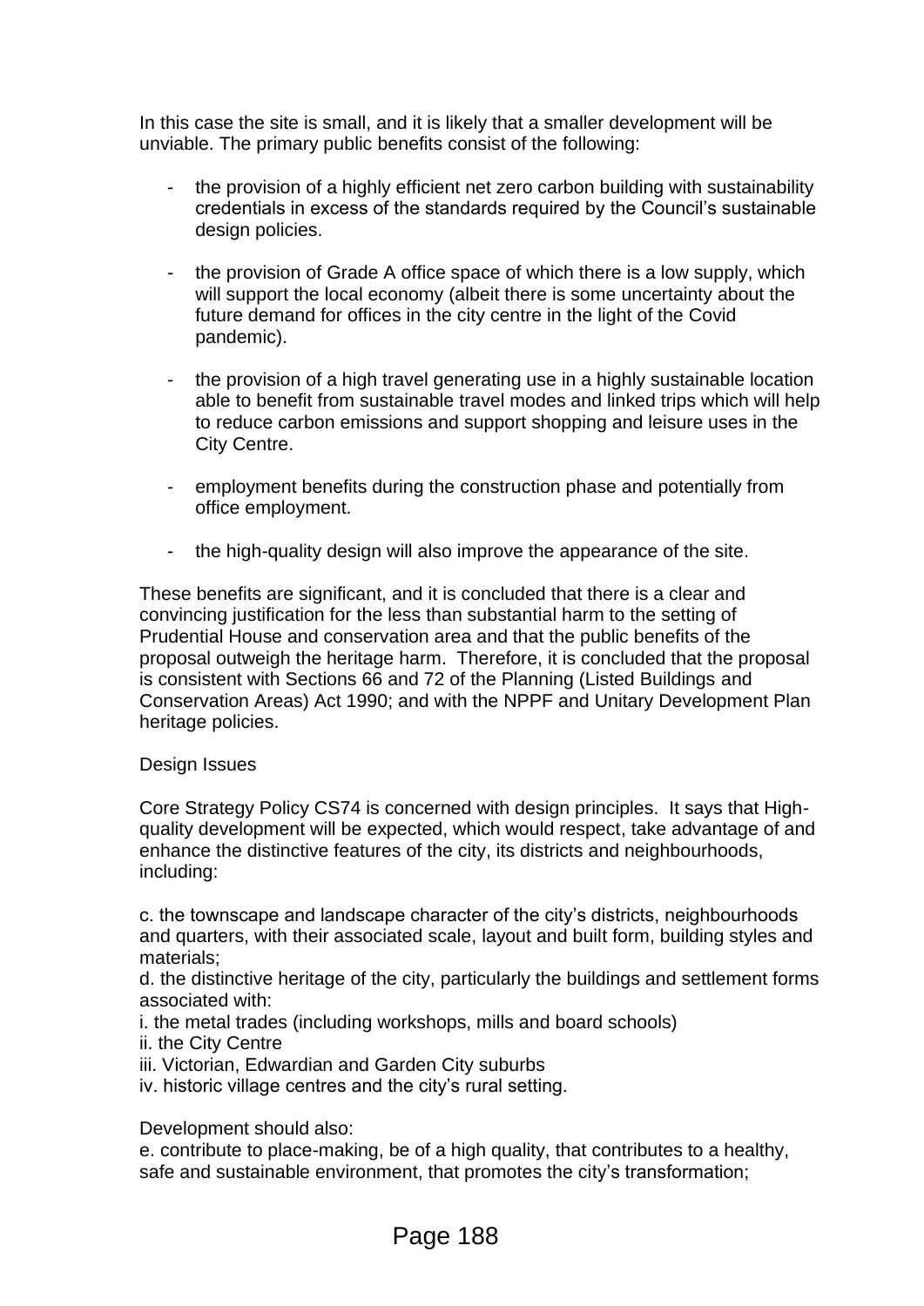In this case the site is small, and it is likely that a smaller development will be unviable. The primary public benefits consist of the following:

- the provision of a highly efficient net zero carbon building with sustainability credentials in excess of the standards required by the Council's sustainable design policies.

- the provision of Grade A office space of which there is a low supply, which will support the local economy (albeit there is some uncertainty about the future demand for offices in the city centre in the light of the Covid pandemic).

- the provision of a high travel generating use in a highly sustainable location able to benefit from sustainable travel modes and linked trips which will help to reduce carbon emissions and support shopping and leisure uses in the City Centre.

- employment benefits during the construction phase and potentially from office employment.

- the high-quality design will also improve the appearance of the site.

These benefits are significant, and it is concluded that there is a clear and convincing justification for the less than substantial harm to the setting of Prudential House and conservation area and that the public benefits of the proposal outweigh the heritage harm. Therefore, it is concluded that the proposal is consistent with Sections 66 and 72 of the Planning (Listed Buildings and Conservation Areas) Act 1990; and with the NPPF and Unitary Development Plan heritage policies.

Design Issues

Core Strategy Policy CS74 is concerned with design principles. It says that High-quality development will be expected, which would respect, take advantage of and enhance the distinctive features of the city, its districts and neighbourhoods, including:

c. the townscape and landscape character of the city's districts, neighbourhoods and quarters, with their associated scale, layout and built form, building styles and materials;
d. the distinctive heritage of the city, particularly the buildings and settlement forms associated with:
i. the metal trades (including workshops, mills and board schools)
ii. the City Centre
iii. Victorian, Edwardian and Garden City suburbs
iv. historic village centres and the city's rural setting.

Development should also:
e. contribute to place-making, be of a high quality, that contributes to a healthy, safe and sustainable environment, that promotes the city's transformation;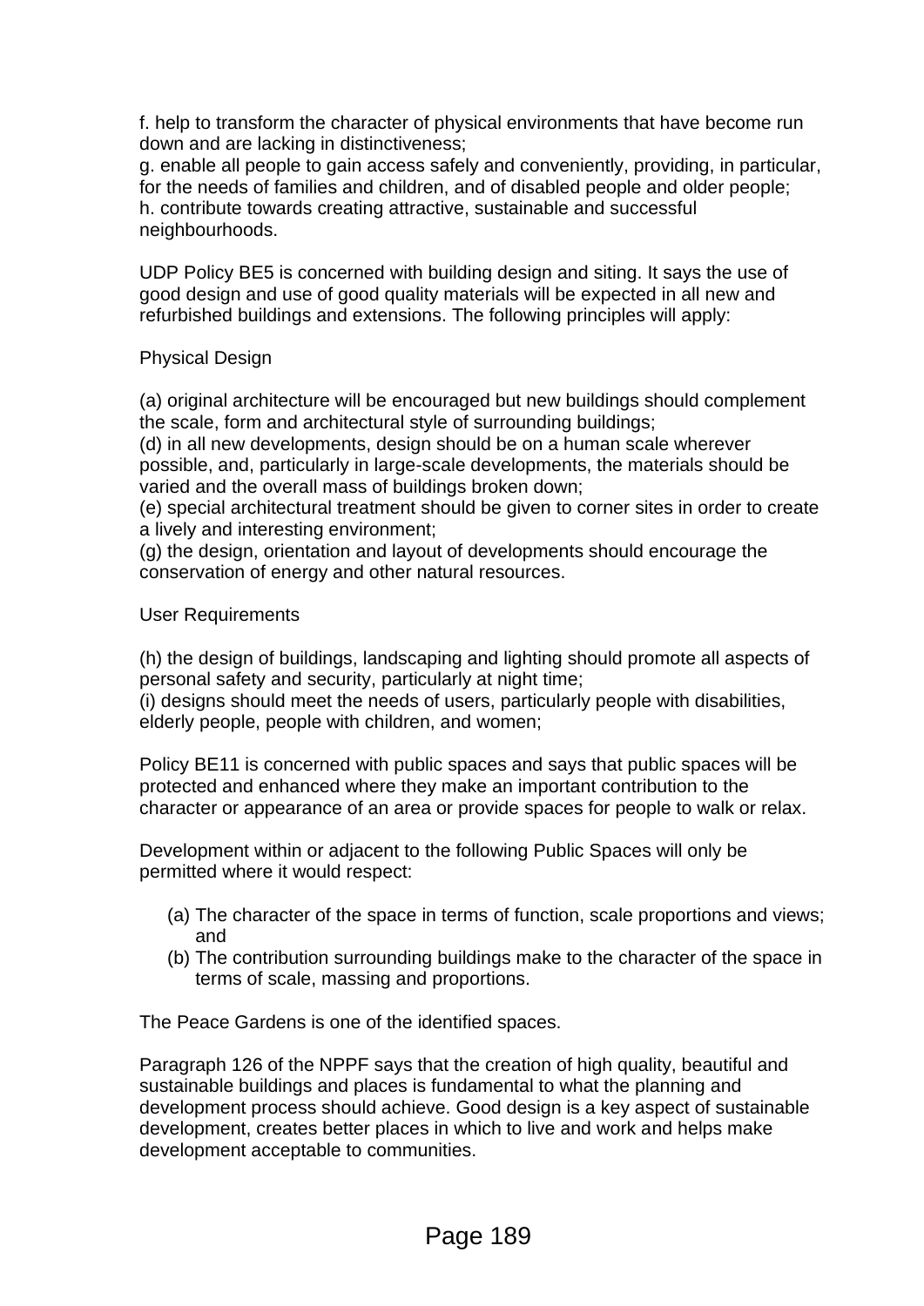f. help to transform the character of physical environments that have become run down and are lacking in distinctiveness;
g. enable all people to gain access safely and conveniently, providing, in particular, for the needs of families and children, and of disabled people and older people;
h. contribute towards creating attractive, sustainable and successful neighbourhoods.

UDP Policy BE5 is concerned with building design and siting. It says the use of good design and use of good quality materials will be expected in all new and refurbished buildings and extensions. The following principles will apply:

Physical Design

(a) original architecture will be encouraged but new buildings should complement the scale, form and architectural style of surrounding buildings;
(d) in all new developments, design should be on a human scale wherever possible, and, particularly in large-scale developments, the materials should be varied and the overall mass of buildings broken down;
(e) special architectural treatment should be given to corner sites in order to create a lively and interesting environment;
(g) the design, orientation and layout of developments should encourage the conservation of energy and other natural resources.

User Requirements

(h) the design of buildings, landscaping and lighting should promote all aspects of personal safety and security, particularly at night time;
(i) designs should meet the needs of users, particularly people with disabilities, elderly people, people with children, and women;

Policy BE11 is concerned with public spaces and says that public spaces will be protected and enhanced where they make an important contribution to the character or appearance of an area or provide spaces for people to walk or relax.

Development within or adjacent to the following Public Spaces will only be permitted where it would respect:

(a) The character of the space in terms of function, scale proportions and views; and
(b) The contribution surrounding buildings make to the character of the space in terms of scale, massing and proportions.

The Peace Gardens is one of the identified spaces.

Paragraph 126 of the NPPF says that the creation of high quality, beautiful and sustainable buildings and places is fundamental to what the planning and development process should achieve. Good design is a key aspect of sustainable development, creates better places in which to live and work and helps make development acceptable to communities.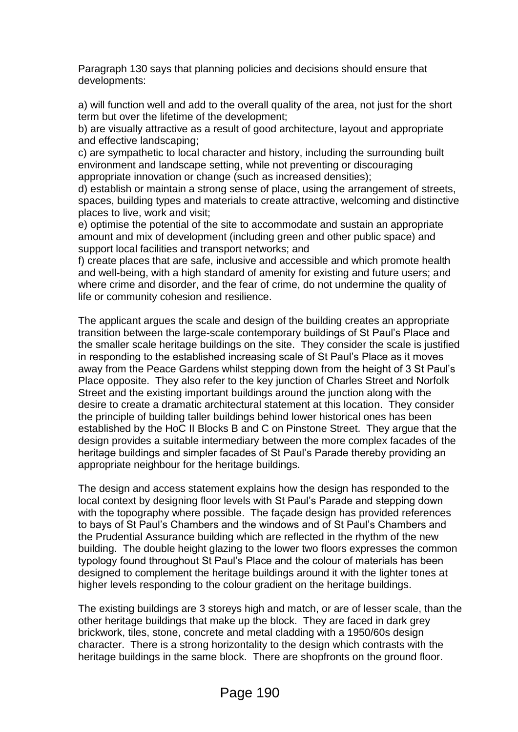Paragraph 130 says that planning policies and decisions should ensure that developments:

a) will function well and add to the overall quality of the area, not just for the short term but over the lifetime of the development;
b) are visually attractive as a result of good architecture, layout and appropriate and effective landscaping;
c) are sympathetic to local character and history, including the surrounding built environment and landscape setting, while not preventing or discouraging appropriate innovation or change (such as increased densities);
d) establish or maintain a strong sense of place, using the arrangement of streets, spaces, building types and materials to create attractive, welcoming and distinctive places to live, work and visit;
e) optimise the potential of the site to accommodate and sustain an appropriate amount and mix of development (including green and other public space) and support local facilities and transport networks; and
f) create places that are safe, inclusive and accessible and which promote health and well-being, with a high standard of amenity for existing and future users; and where crime and disorder, and the fear of crime, do not undermine the quality of life or community cohesion and resilience.

The applicant argues the scale and design of the building creates an appropriate transition between the large-scale contemporary buildings of St Paul's Place and the smaller scale heritage buildings on the site. They consider the scale is justified in responding to the established increasing scale of St Paul's Place as it moves away from the Peace Gardens whilst stepping down from the height of 3 St Paul's Place opposite. They also refer to the key junction of Charles Street and Norfolk Street and the existing important buildings around the junction along with the desire to create a dramatic architectural statement at this location. They consider the principle of building taller buildings behind lower historical ones has been established by the HoC II Blocks B and C on Pinstone Street. They argue that the design provides a suitable intermediary between the more complex facades of the heritage buildings and simpler facades of St Paul's Parade thereby providing an appropriate neighbour for the heritage buildings.

The design and access statement explains how the design has responded to the local context by designing floor levels with St Paul's Parade and stepping down with the topography where possible. The façade design has provided references to bays of St Paul's Chambers and the windows and of St Paul's Chambers and the Prudential Assurance building which are reflected in the rhythm of the new building. The double height glazing to the lower two floors expresses the common typology found throughout St Paul's Place and the colour of materials has been designed to complement the heritage buildings around it with the lighter tones at higher levels responding to the colour gradient on the heritage buildings.

The existing buildings are 3 storeys high and match, or are of lesser scale, than the other heritage buildings that make up the block. They are faced in dark grey brickwork, tiles, stone, concrete and metal cladding with a 1950/60s design character. There is a strong horizontality to the design which contrasts with the heritage buildings in the same block. There are shopfronts on the ground floor.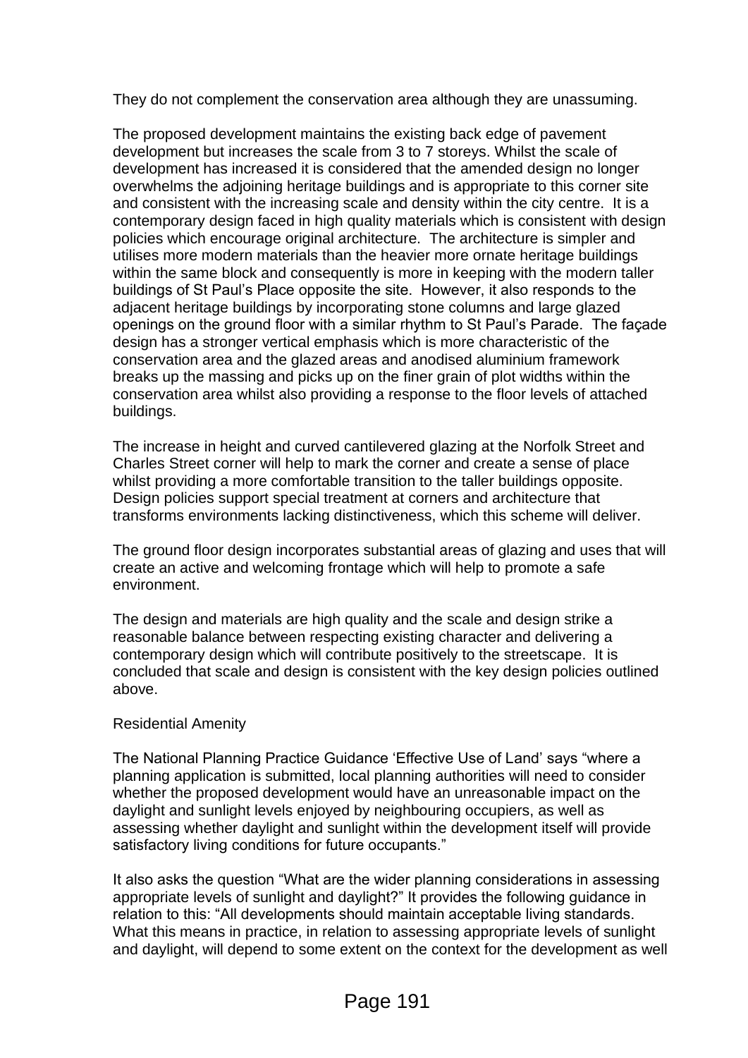They do not complement the conservation area although they are unassuming.

The proposed development maintains the existing back edge of pavement development but increases the scale from 3 to 7 storeys. Whilst the scale of development has increased it is considered that the amended design no longer overwhelms the adjoining heritage buildings and is appropriate to this corner site and consistent with the increasing scale and density within the city centre. It is a contemporary design faced in high quality materials which is consistent with design policies which encourage original architecture. The architecture is simpler and utilises more modern materials than the heavier more ornate heritage buildings within the same block and consequently is more in keeping with the modern taller buildings of St Paul's Place opposite the site. However, it also responds to the adjacent heritage buildings by incorporating stone columns and large glazed openings on the ground floor with a similar rhythm to St Paul's Parade. The façade design has a stronger vertical emphasis which is more characteristic of the conservation area and the glazed areas and anodised aluminium framework breaks up the massing and picks up on the finer grain of plot widths within the conservation area whilst also providing a response to the floor levels of attached buildings.

The increase in height and curved cantilevered glazing at the Norfolk Street and Charles Street corner will help to mark the corner and create a sense of place whilst providing a more comfortable transition to the taller buildings opposite. Design policies support special treatment at corners and architecture that transforms environments lacking distinctiveness, which this scheme will deliver.

The ground floor design incorporates substantial areas of glazing and uses that will create an active and welcoming frontage which will help to promote a safe environment.

The design and materials are high quality and the scale and design strike a reasonable balance between respecting existing character and delivering a contemporary design which will contribute positively to the streetscape. It is concluded that scale and design is consistent with the key design policies outlined above.

Residential Amenity

The National Planning Practice Guidance 'Effective Use of Land' says "where a planning application is submitted, local planning authorities will need to consider whether the proposed development would have an unreasonable impact on the daylight and sunlight levels enjoyed by neighbouring occupiers, as well as assessing whether daylight and sunlight within the development itself will provide satisfactory living conditions for future occupants."

It also asks the question "What are the wider planning considerations in assessing appropriate levels of sunlight and daylight?" It provides the following guidance in relation to this: "All developments should maintain acceptable living standards. What this means in practice, in relation to assessing appropriate levels of sunlight and daylight, will depend to some extent on the context for the development as well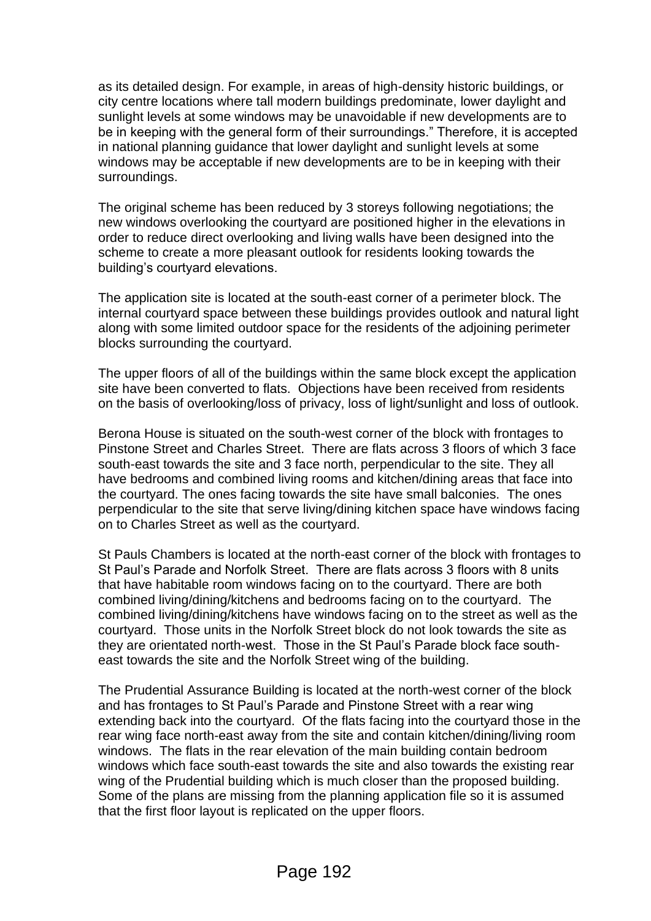as its detailed design. For example, in areas of high-density historic buildings, or city centre locations where tall modern buildings predominate, lower daylight and sunlight levels at some windows may be unavoidable if new developments are to be in keeping with the general form of their surroundings." Therefore, it is accepted in national planning guidance that lower daylight and sunlight levels at some windows may be acceptable if new developments are to be in keeping with their surroundings.

The original scheme has been reduced by 3 storeys following negotiations; the new windows overlooking the courtyard are positioned higher in the elevations in order to reduce direct overlooking and living walls have been designed into the scheme to create a more pleasant outlook for residents looking towards the building's courtyard elevations.

The application site is located at the south-east corner of a perimeter block. The internal courtyard space between these buildings provides outlook and natural light along with some limited outdoor space for the residents of the adjoining perimeter blocks surrounding the courtyard.

The upper floors of all of the buildings within the same block except the application site have been converted to flats. Objections have been received from residents on the basis of overlooking/loss of privacy, loss of light/sunlight and loss of outlook.

Berona House is situated on the south-west corner of the block with frontages to Pinstone Street and Charles Street. There are flats across 3 floors of which 3 face south-east towards the site and 3 face north, perpendicular to the site. They all have bedrooms and combined living rooms and kitchen/dining areas that face into the courtyard. The ones facing towards the site have small balconies. The ones perpendicular to the site that serve living/dining kitchen space have windows facing on to Charles Street as well as the courtyard.

St Pauls Chambers is located at the north-east corner of the block with frontages to St Paul's Parade and Norfolk Street. There are flats across 3 floors with 8 units that have habitable room windows facing on to the courtyard. There are both combined living/dining/kitchens and bedrooms facing on to the courtyard. The combined living/dining/kitchens have windows facing on to the street as well as the courtyard. Those units in the Norfolk Street block do not look towards the site as they are orientated north-west. Those in the St Paul's Parade block face south-east towards the site and the Norfolk Street wing of the building.

The Prudential Assurance Building is located at the north-west corner of the block and has frontages to St Paul's Parade and Pinstone Street with a rear wing extending back into the courtyard. Of the flats facing into the courtyard those in the rear wing face north-east away from the site and contain kitchen/dining/living room windows. The flats in the rear elevation of the main building contain bedroom windows which face south-east towards the site and also towards the existing rear wing of the Prudential building which is much closer than the proposed building. Some of the plans are missing from the planning application file so it is assumed that the first floor layout is replicated on the upper floors.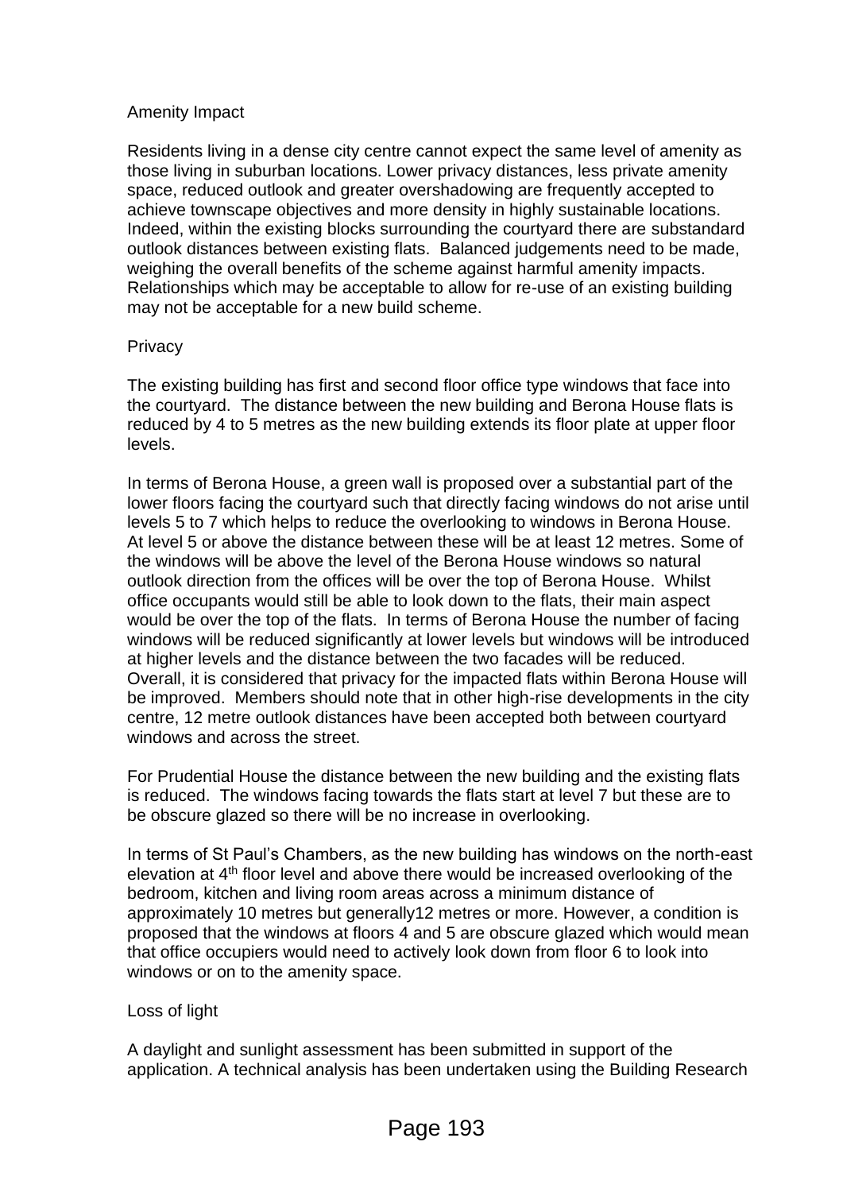### Amenity Impact

Residents living in a dense city centre cannot expect the same level of amenity as those living in suburban locations. Lower privacy distances, less private amenity space, reduced outlook and greater overshadowing are frequently accepted to achieve townscape objectives and more density in highly sustainable locations. Indeed, within the existing blocks surrounding the courtyard there are substandard outlook distances between existing flats. Balanced judgements need to be made, weighing the overall benefits of the scheme against harmful amenity impacts. Relationships which may be acceptable to allow for re-use of an existing building may not be acceptable for a new build scheme.

#### Privacy

The existing building has first and second floor office type windows that face into the courtyard. The distance between the new building and Berona House flats is reduced by 4 to 5 metres as the new building extends its floor plate at upper floor levels.

In terms of Berona House, a green wall is proposed over a substantial part of the lower floors facing the courtyard such that directly facing windows do not arise until levels 5 to 7 which helps to reduce the overlooking to windows in Berona House. At level 5 or above the distance between these will be at least 12 metres. Some of the windows will be above the level of the Berona House windows so natural outlook direction from the offices will be over the top of Berona House. Whilst office occupants would still be able to look down to the flats, their main aspect would be over the top of the flats. In terms of Berona House the number of facing windows will be reduced significantly at lower levels but windows will be introduced at higher levels and the distance between the two facades will be reduced. Overall, it is considered that privacy for the impacted flats within Berona House will be improved. Members should note that in other high-rise developments in the city centre, 12 metre outlook distances have been accepted both between courtyard windows and across the street.

For Prudential House the distance between the new building and the existing flats is reduced. The windows facing towards the flats start at level 7 but these are to be obscure glazed so there will be no increase in overlooking.

In terms of St Paul's Chambers, as the new building has windows on the north-east elevation at 4th floor level and above there would be increased overlooking of the bedroom, kitchen and living room areas across a minimum distance of approximately 10 metres but generally12 metres or more. However, a condition is proposed that the windows at floors 4 and 5 are obscure glazed which would mean that office occupiers would need to actively look down from floor 6 to look into windows or on to the amenity space.

#### Loss of light

A daylight and sunlight assessment has been submitted in support of the application. A technical analysis has been undertaken using the Building Research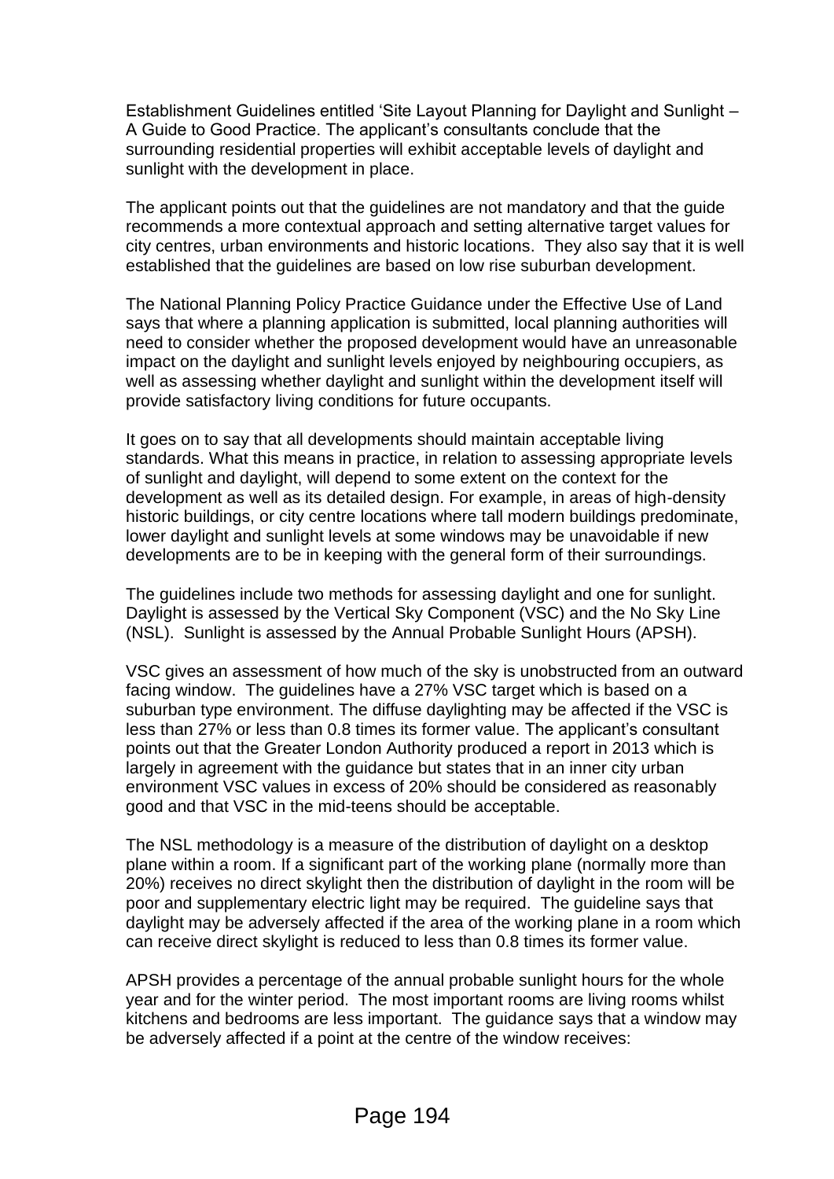Establishment Guidelines entitled ‘Site Layout Planning for Daylight and Sunlight – A Guide to Good Practice. The applicant’s consultants conclude that the surrounding residential properties will exhibit acceptable levels of daylight and sunlight with the development in place.

The applicant points out that the guidelines are not mandatory and that the guide recommends a more contextual approach and setting alternative target values for city centres, urban environments and historic locations. They also say that it is well established that the guidelines are based on low rise suburban development.

The National Planning Policy Practice Guidance under the Effective Use of Land says that where a planning application is submitted, local planning authorities will need to consider whether the proposed development would have an unreasonable impact on the daylight and sunlight levels enjoyed by neighbouring occupiers, as well as assessing whether daylight and sunlight within the development itself will provide satisfactory living conditions for future occupants.

It goes on to say that all developments should maintain acceptable living standards. What this means in practice, in relation to assessing appropriate levels of sunlight and daylight, will depend to some extent on the context for the development as well as its detailed design. For example, in areas of high-density historic buildings, or city centre locations where tall modern buildings predominate, lower daylight and sunlight levels at some windows may be unavoidable if new developments are to be in keeping with the general form of their surroundings.

The guidelines include two methods for assessing daylight and one for sunlight. Daylight is assessed by the Vertical Sky Component (VSC) and the No Sky Line (NSL). Sunlight is assessed by the Annual Probable Sunlight Hours (APSH).

VSC gives an assessment of how much of the sky is unobstructed from an outward facing window. The guidelines have a 27% VSC target which is based on a suburban type environment. The diffuse daylighting may be affected if the VSC is less than 27% or less than 0.8 times its former value. The applicant’s consultant points out that the Greater London Authority produced a report in 2013 which is largely in agreement with the guidance but states that in an inner city urban environment VSC values in excess of 20% should be considered as reasonably good and that VSC in the mid-teens should be acceptable.

The NSL methodology is a measure of the distribution of daylight on a desktop plane within a room. If a significant part of the working plane (normally more than 20%) receives no direct skylight then the distribution of daylight in the room will be poor and supplementary electric light may be required. The guideline says that daylight may be adversely affected if the area of the working plane in a room which can receive direct skylight is reduced to less than 0.8 times its former value.

APSH provides a percentage of the annual probable sunlight hours for the whole year and for the winter period. The most important rooms are living rooms whilst kitchens and bedrooms are less important. The guidance says that a window may be adversely affected if a point at the centre of the window receives: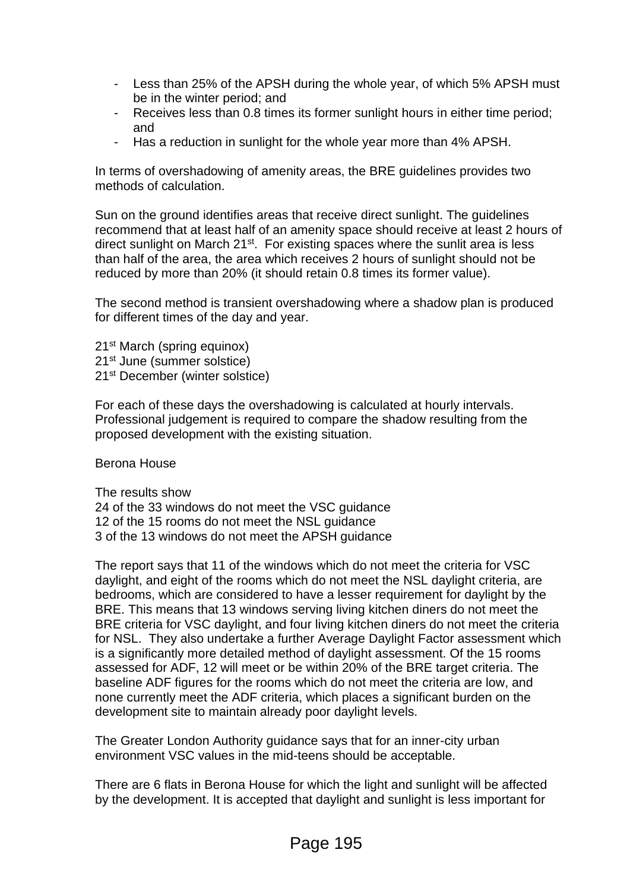- Less than 25% of the APSH during the whole year, of which 5% APSH must be in the winter period; and
- Receives less than 0.8 times its former sunlight hours in either time period; and
- Has a reduction in sunlight for the whole year more than 4% APSH.

In terms of overshadowing of amenity areas, the BRE guidelines provides two methods of calculation.

Sun on the ground identifies areas that receive direct sunlight. The guidelines recommend that at least half of an amenity space should receive at least 2 hours of direct sunlight on March 21st. For existing spaces where the sunlit area is less than half of the area, the area which receives 2 hours of sunlight should not be reduced by more than 20% (it should retain 0.8 times its former value).

The second method is transient overshadowing where a shadow plan is produced for different times of the day and year.

21st March (spring equinox)
21st June (summer solstice)
21st December (winter solstice)

For each of these days the overshadowing is calculated at hourly intervals. Professional judgement is required to compare the shadow resulting from the proposed development with the existing situation.

Berona House

The results show
24 of the 33 windows do not meet the VSC guidance
12 of the 15 rooms do not meet the NSL guidance
3 of the 13 windows do not meet the APSH guidance

The report says that 11 of the windows which do not meet the criteria for VSC daylight, and eight of the rooms which do not meet the NSL daylight criteria, are bedrooms, which are considered to have a lesser requirement for daylight by the BRE. This means that 13 windows serving living kitchen diners do not meet the BRE criteria for VSC daylight, and four living kitchen diners do not meet the criteria for NSL. They also undertake a further Average Daylight Factor assessment which is a significantly more detailed method of daylight assessment. Of the 15 rooms assessed for ADF, 12 will meet or be within 20% of the BRE target criteria. The baseline ADF figures for the rooms which do not meet the criteria are low, and none currently meet the ADF criteria, which places a significant burden on the development site to maintain already poor daylight levels.

The Greater London Authority guidance says that for an inner-city urban environment VSC values in the mid-teens should be acceptable.

There are 6 flats in Berona House for which the light and sunlight will be affected by the development. It is accepted that daylight and sunlight is less important for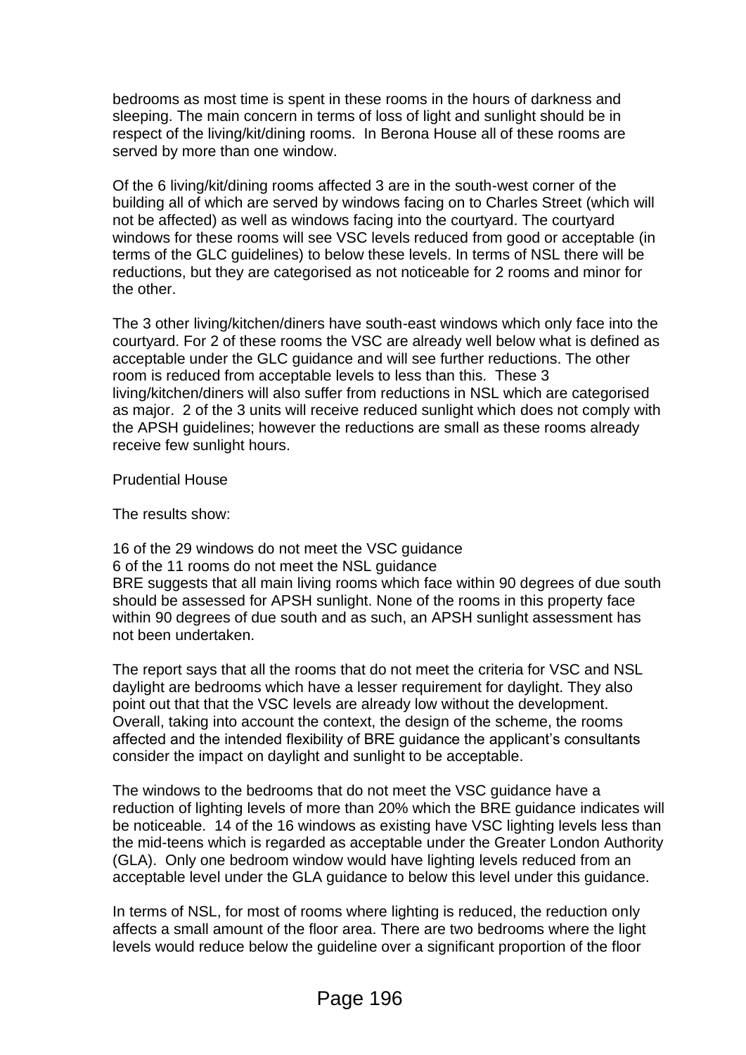bedrooms as most time is spent in these rooms in the hours of darkness and sleeping. The main concern in terms of loss of light and sunlight should be in respect of the living/kit/dining rooms. In Berona House all of these rooms are served by more than one window.

Of the 6 living/kit/dining rooms affected 3 are in the south-west corner of the building all of which are served by windows facing on to Charles Street (which will not be affected) as well as windows facing into the courtyard. The courtyard windows for these rooms will see VSC levels reduced from good or acceptable (in terms of the GLC guidelines) to below these levels. In terms of NSL there will be reductions, but they are categorised as not noticeable for 2 rooms and minor for the other.

The 3 other living/kitchen/diners have south-east windows which only face into the courtyard. For 2 of these rooms the VSC are already well below what is defined as acceptable under the GLC guidance and will see further reductions. The other room is reduced from acceptable levels to less than this. These 3 living/kitchen/diners will also suffer from reductions in NSL which are categorised as major. 2 of the 3 units will receive reduced sunlight which does not comply with the APSH guidelines; however the reductions are small as these rooms already receive few sunlight hours.

Prudential House

The results show:

16 of the 29 windows do not meet the VSC guidance
6 of the 11 rooms do not meet the NSL guidance
BRE suggests that all main living rooms which face within 90 degrees of due south should be assessed for APSH sunlight. None of the rooms in this property face within 90 degrees of due south and as such, an APSH sunlight assessment has not been undertaken.

The report says that all the rooms that do not meet the criteria for VSC and NSL daylight are bedrooms which have a lesser requirement for daylight. They also point out that that the VSC levels are already low without the development. Overall, taking into account the context, the design of the scheme, the rooms affected and the intended flexibility of BRE guidance the applicant's consultants consider the impact on daylight and sunlight to be acceptable.

The windows to the bedrooms that do not meet the VSC guidance have a reduction of lighting levels of more than 20% which the BRE guidance indicates will be noticeable. 14 of the 16 windows as existing have VSC lighting levels less than the mid-teens which is regarded as acceptable under the Greater London Authority (GLA). Only one bedroom window would have lighting levels reduced from an acceptable level under the GLA guidance to below this level under this guidance.

In terms of NSL, for most of rooms where lighting is reduced, the reduction only affects a small amount of the floor area. There are two bedrooms where the light levels would reduce below the guideline over a significant proportion of the floor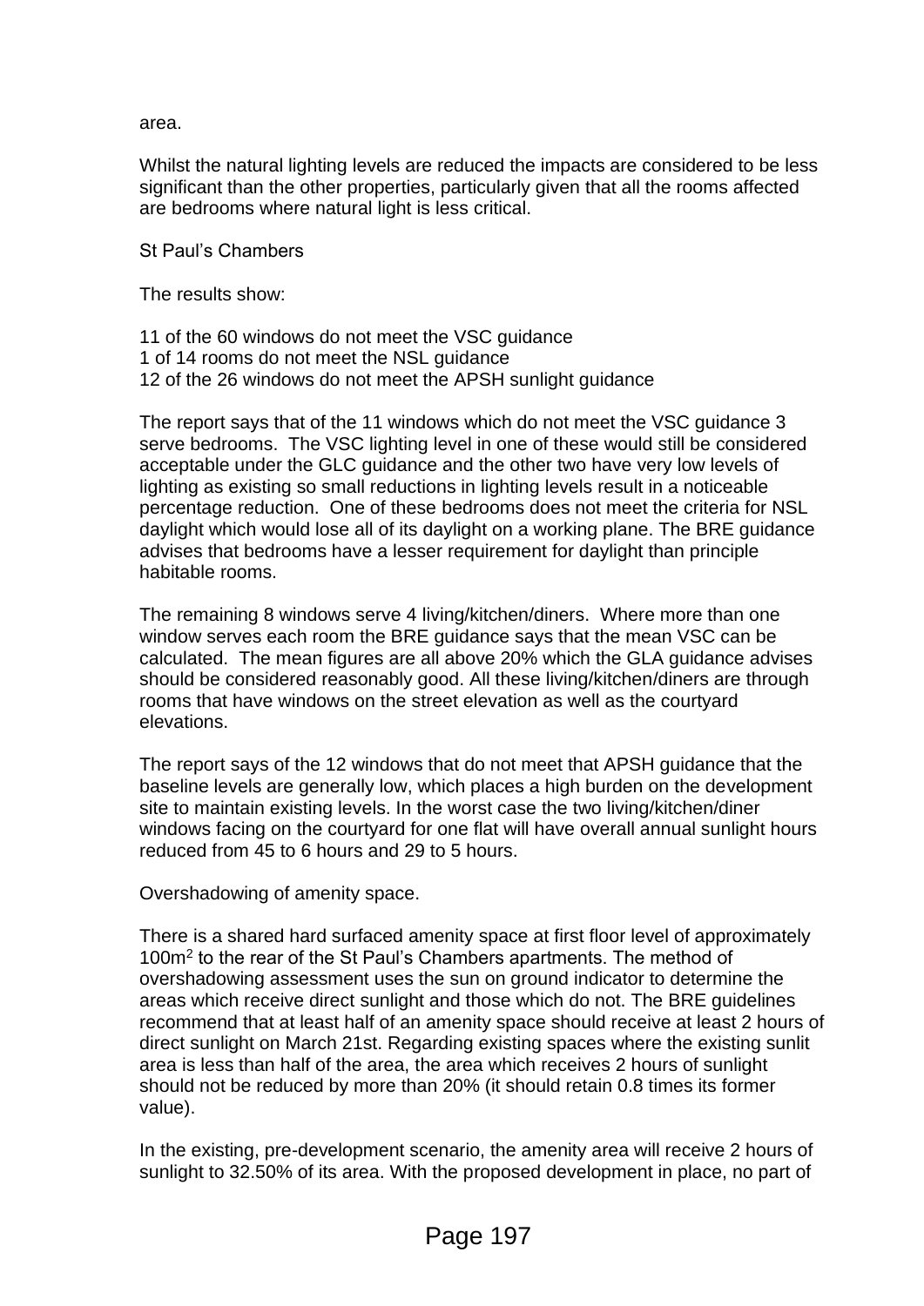area.

Whilst the natural lighting levels are reduced the impacts are considered to be less significant than the other properties, particularly given that all the rooms affected are bedrooms where natural light is less critical.

St Paul's Chambers

The results show:

11 of the 60 windows do not meet the VSC guidance
1 of 14 rooms do not meet the NSL guidance
12 of the 26 windows do not meet the APSH sunlight guidance

The report says that of the 11 windows which do not meet the VSC guidance 3 serve bedrooms. The VSC lighting level in one of these would still be considered acceptable under the GLC guidance and the other two have very low levels of lighting as existing so small reductions in lighting levels result in a noticeable percentage reduction. One of these bedrooms does not meet the criteria for NSL daylight which would lose all of its daylight on a working plane. The BRE guidance advises that bedrooms have a lesser requirement for daylight than principle habitable rooms.

The remaining 8 windows serve 4 living/kitchen/diners. Where more than one window serves each room the BRE guidance says that the mean VSC can be calculated. The mean figures are all above 20% which the GLA guidance advises should be considered reasonably good. All these living/kitchen/diners are through rooms that have windows on the street elevation as well as the courtyard elevations.

The report says of the 12 windows that do not meet that APSH guidance that the baseline levels are generally low, which places a high burden on the development site to maintain existing levels. In the worst case the two living/kitchen/diner windows facing on the courtyard for one flat will have overall annual sunlight hours reduced from 45 to 6 hours and 29 to 5 hours.

Overshadowing of amenity space.

There is a shared hard surfaced amenity space at first floor level of approximately 100m$^2$ to the rear of the St Paul's Chambers apartments. The method of overshadowing assessment uses the sun on ground indicator to determine the areas which receive direct sunlight and those which do not. The BRE guidelines recommend that at least half of an amenity space should receive at least 2 hours of direct sunlight on March 21st. Regarding existing spaces where the existing sunlit area is less than half of the area, the area which receives 2 hours of sunlight should not be reduced by more than 20% (it should retain 0.8 times its former value).

In the existing, pre-development scenario, the amenity area will receive 2 hours of sunlight to 32.50% of its area. With the proposed development in place, no part of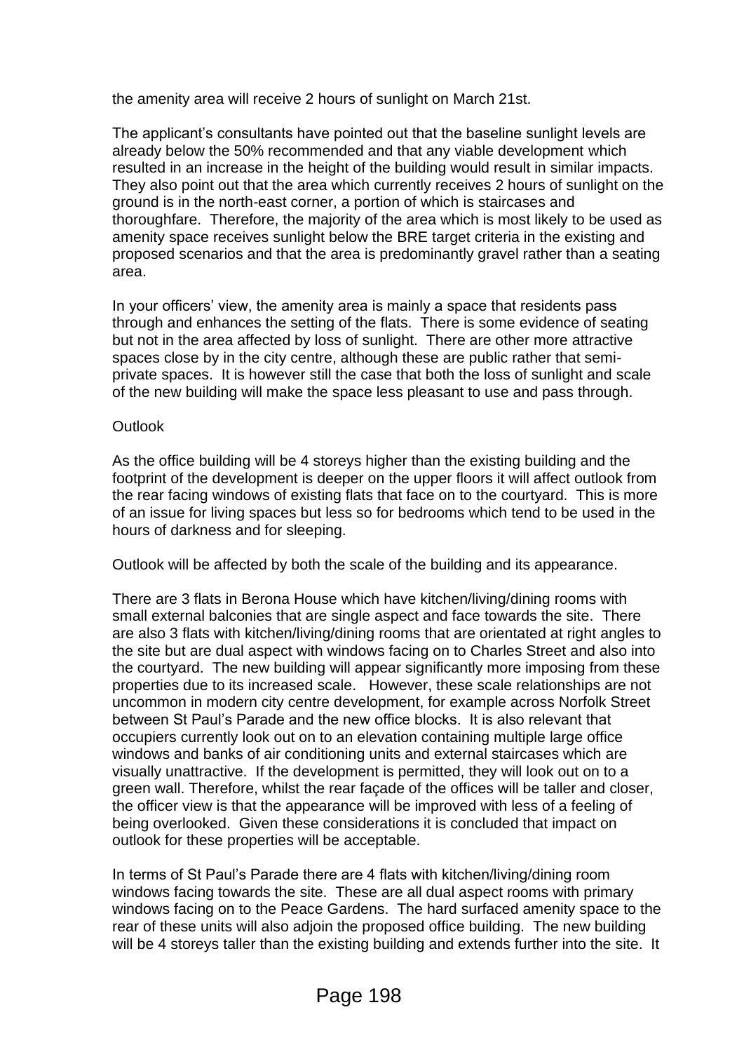the amenity area will receive 2 hours of sunlight on March 21st.

The applicant's consultants have pointed out that the baseline sunlight levels are already below the 50% recommended and that any viable development which resulted in an increase in the height of the building would result in similar impacts. They also point out that the area which currently receives 2 hours of sunlight on the ground is in the north-east corner, a portion of which is staircases and thoroughfare. Therefore, the majority of the area which is most likely to be used as amenity space receives sunlight below the BRE target criteria in the existing and proposed scenarios and that the area is predominantly gravel rather than a seating area.

In your officers' view, the amenity area is mainly a space that residents pass through and enhances the setting of the flats. There is some evidence of seating but not in the area affected by loss of sunlight. There are other more attractive spaces close by in the city centre, although these are public rather that semi-private spaces. It is however still the case that both the loss of sunlight and scale of the new building will make the space less pleasant to use and pass through.

Outlook

As the office building will be 4 storeys higher than the existing building and the footprint of the development is deeper on the upper floors it will affect outlook from the rear facing windows of existing flats that face on to the courtyard. This is more of an issue for living spaces but less so for bedrooms which tend to be used in the hours of darkness and for sleeping.

Outlook will be affected by both the scale of the building and its appearance.

There are 3 flats in Berona House which have kitchen/living/dining rooms with small external balconies that are single aspect and face towards the site. There are also 3 flats with kitchen/living/dining rooms that are orientated at right angles to the site but are dual aspect with windows facing on to Charles Street and also into the courtyard. The new building will appear significantly more imposing from these properties due to its increased scale. However, these scale relationships are not uncommon in modern city centre development, for example across Norfolk Street between St Paul's Parade and the new office blocks. It is also relevant that occupiers currently look out on to an elevation containing multiple large office windows and banks of air conditioning units and external staircases which are visually unattractive. If the development is permitted, they will look out on to a green wall. Therefore, whilst the rear façade of the offices will be taller and closer, the officer view is that the appearance will be improved with less of a feeling of being overlooked. Given these considerations it is concluded that impact on outlook for these properties will be acceptable.

In terms of St Paul's Parade there are 4 flats with kitchen/living/dining room windows facing towards the site. These are all dual aspect rooms with primary windows facing on to the Peace Gardens. The hard surfaced amenity space to the rear of these units will also adjoin the proposed office building. The new building will be 4 storeys taller than the existing building and extends further into the site. It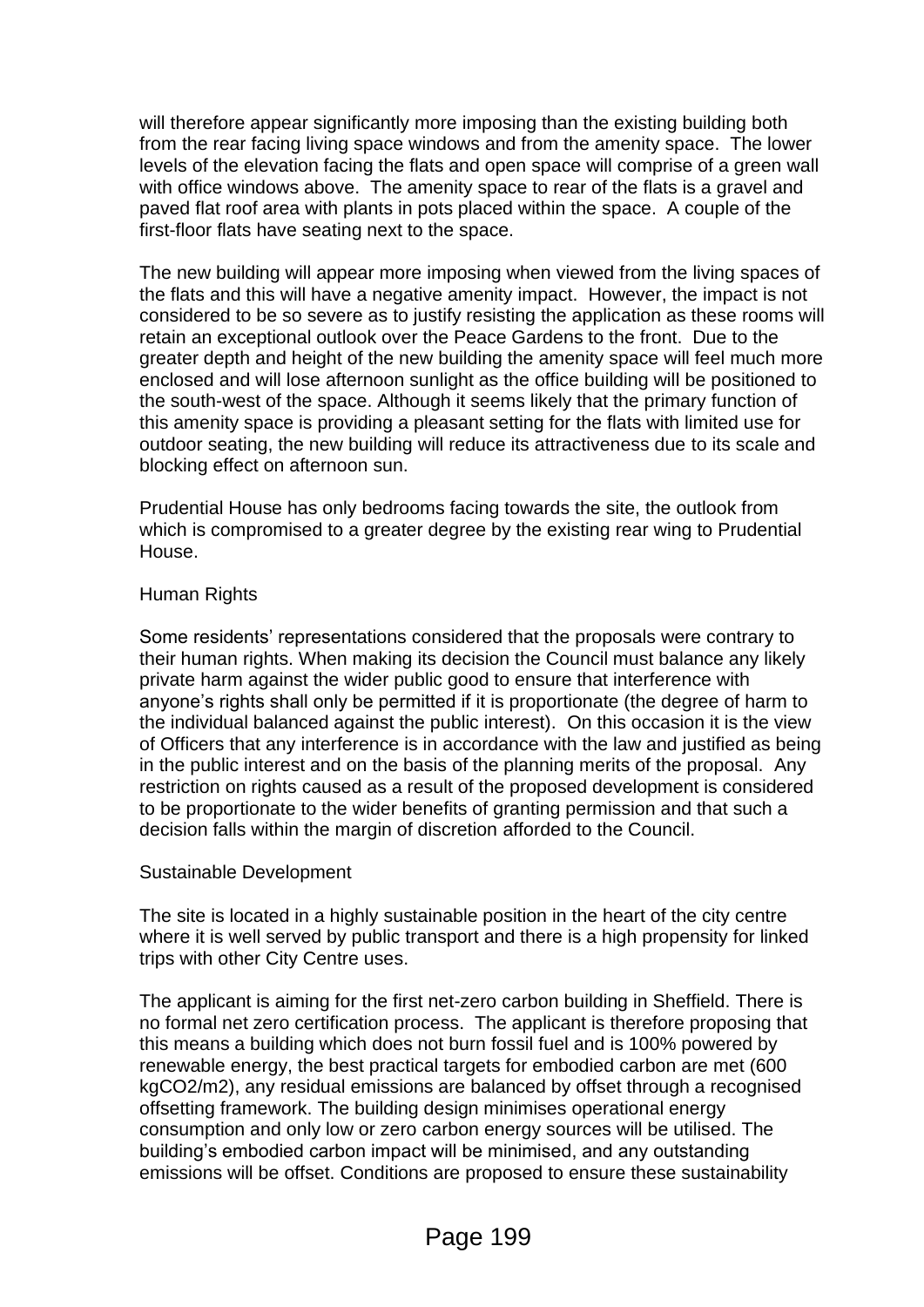will therefore appear significantly more imposing than the existing building both from the rear facing living space windows and from the amenity space. The lower levels of the elevation facing the flats and open space will comprise of a green wall with office windows above. The amenity space to rear of the flats is a gravel and paved flat roof area with plants in pots placed within the space. A couple of the first-floor flats have seating next to the space.

The new building will appear more imposing when viewed from the living spaces of the flats and this will have a negative amenity impact. However, the impact is not considered to be so severe as to justify resisting the application as these rooms will retain an exceptional outlook over the Peace Gardens to the front. Due to the greater depth and height of the new building the amenity space will feel much more enclosed and will lose afternoon sunlight as the office building will be positioned to the south-west of the space. Although it seems likely that the primary function of this amenity space is providing a pleasant setting for the flats with limited use for outdoor seating, the new building will reduce its attractiveness due to its scale and blocking effect on afternoon sun.

Prudential House has only bedrooms facing towards the site, the outlook from which is compromised to a greater degree by the existing rear wing to Prudential House.

Human Rights

Some residents' representations considered that the proposals were contrary to their human rights. When making its decision the Council must balance any likely private harm against the wider public good to ensure that interference with anyone's rights shall only be permitted if it is proportionate (the degree of harm to the individual balanced against the public interest). On this occasion it is the view of Officers that any interference is in accordance with the law and justified as being in the public interest and on the basis of the planning merits of the proposal. Any restriction on rights caused as a result of the proposed development is considered to be proportionate to the wider benefits of granting permission and that such a decision falls within the margin of discretion afforded to the Council.

Sustainable Development

The site is located in a highly sustainable position in the heart of the city centre where it is well served by public transport and there is a high propensity for linked trips with other City Centre uses.

The applicant is aiming for the first net-zero carbon building in Sheffield. There is no formal net zero certification process. The applicant is therefore proposing that this means a building which does not burn fossil fuel and is 100% powered by renewable energy, the best practical targets for embodied carbon are met (600 $kgCO_2/m^2$), any residual emissions are balanced by offset through a recognised offsetting framework. The building design minimises operational energy consumption and only low or zero carbon energy sources will be utilised. The building's embodied carbon impact will be minimised, and any outstanding emissions will be offset. Conditions are proposed to ensure these sustainability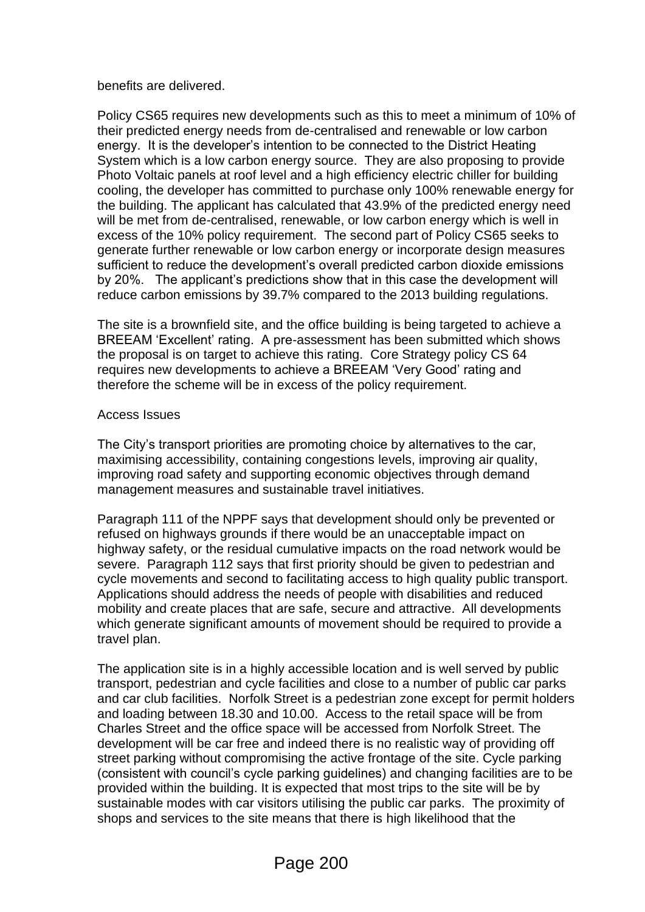benefits are delivered.

Policy CS65 requires new developments such as this to meet a minimum of 10% of their predicted energy needs from de-centralised and renewable or low carbon energy. It is the developer's intention to be connected to the District Heating System which is a low carbon energy source. They are also proposing to provide Photo Voltaic panels at roof level and a high efficiency electric chiller for building cooling, the developer has committed to purchase only 100% renewable energy for the building. The applicant has calculated that 43.9% of the predicted energy need will be met from de-centralised, renewable, or low carbon energy which is well in excess of the 10% policy requirement. The second part of Policy CS65 seeks to generate further renewable or low carbon energy or incorporate design measures sufficient to reduce the development's overall predicted carbon dioxide emissions by 20%. The applicant's predictions show that in this case the development will reduce carbon emissions by 39.7% compared to the 2013 building regulations.

The site is a brownfield site, and the office building is being targeted to achieve a BREEAM 'Excellent' rating. A pre-assessment has been submitted which shows the proposal is on target to achieve this rating. Core Strategy policy CS 64 requires new developments to achieve a BREEAM 'Very Good' rating and therefore the scheme will be in excess of the policy requirement.

Access Issues

The City's transport priorities are promoting choice by alternatives to the car, maximising accessibility, containing congestions levels, improving air quality, improving road safety and supporting economic objectives through demand management measures and sustainable travel initiatives.

Paragraph 111 of the NPPF says that development should only be prevented or refused on highways grounds if there would be an unacceptable impact on highway safety, or the residual cumulative impacts on the road network would be severe. Paragraph 112 says that first priority should be given to pedestrian and cycle movements and second to facilitating access to high quality public transport. Applications should address the needs of people with disabilities and reduced mobility and create places that are safe, secure and attractive. All developments which generate significant amounts of movement should be required to provide a travel plan.

The application site is in a highly accessible location and is well served by public transport, pedestrian and cycle facilities and close to a number of public car parks and car club facilities. Norfolk Street is a pedestrian zone except for permit holders and loading between 18.30 and 10.00. Access to the retail space will be from Charles Street and the office space will be accessed from Norfolk Street. The development will be car free and indeed there is no realistic way of providing off street parking without compromising the active frontage of the site. Cycle parking (consistent with council's cycle parking guidelines) and changing facilities are to be provided within the building. It is expected that most trips to the site will be by sustainable modes with car visitors utilising the public car parks. The proximity of shops and services to the site means that there is high likelihood that the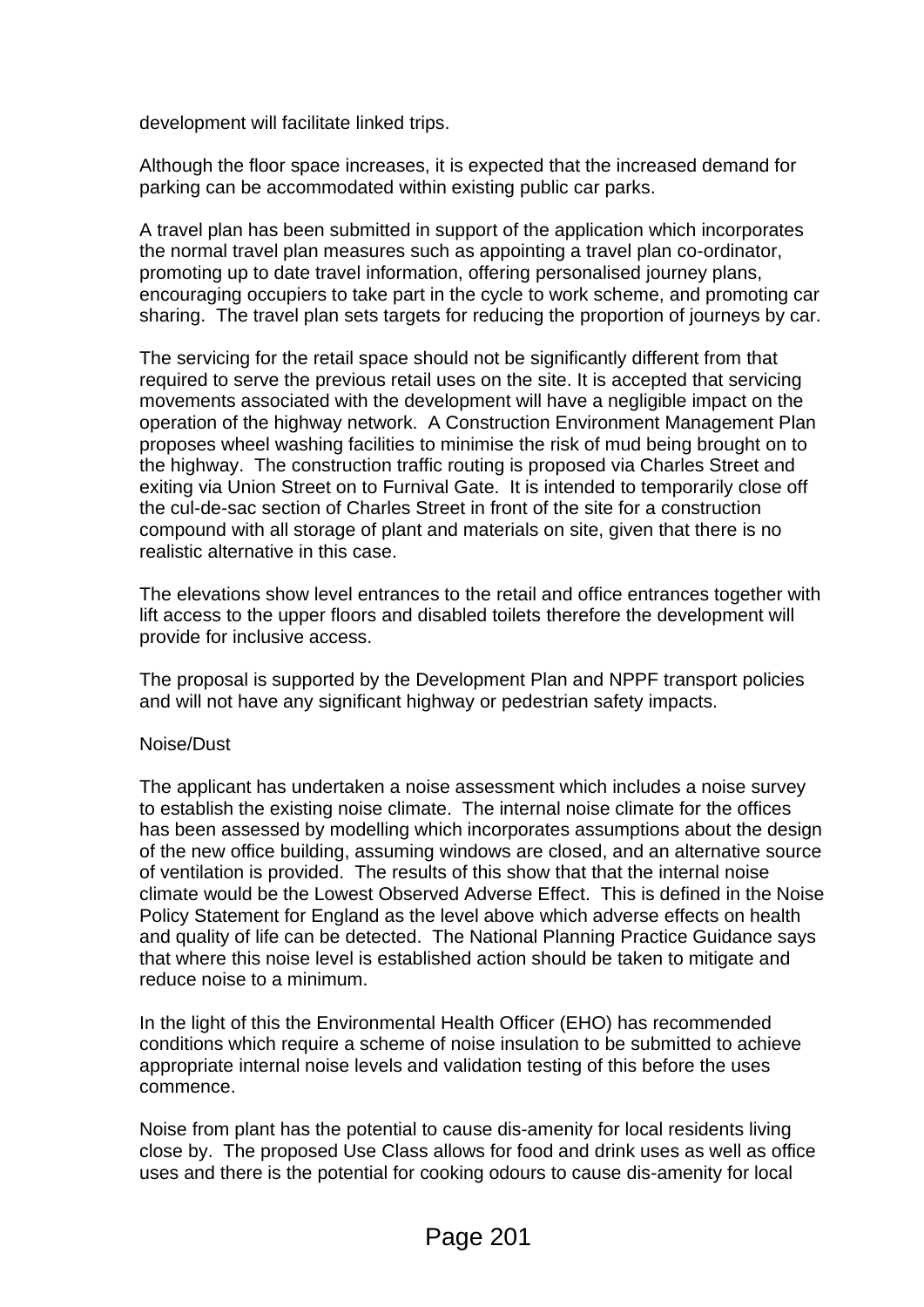development will facilitate linked trips.

Although the floor space increases, it is expected that the increased demand for parking can be accommodated within existing public car parks.

A travel plan has been submitted in support of the application which incorporates the normal travel plan measures such as appointing a travel plan co-ordinator, promoting up to date travel information, offering personalised journey plans, encouraging occupiers to take part in the cycle to work scheme, and promoting car sharing. The travel plan sets targets for reducing the proportion of journeys by car.

The servicing for the retail space should not be significantly different from that required to serve the previous retail uses on the site. It is accepted that servicing movements associated with the development will have a negligible impact on the operation of the highway network. A Construction Environment Management Plan proposes wheel washing facilities to minimise the risk of mud being brought on to the highway. The construction traffic routing is proposed via Charles Street and exiting via Union Street on to Furnival Gate. It is intended to temporarily close off the cul-de-sac section of Charles Street in front of the site for a construction compound with all storage of plant and materials on site, given that there is no realistic alternative in this case.

The elevations show level entrances to the retail and office entrances together with lift access to the upper floors and disabled toilets therefore the development will provide for inclusive access.

The proposal is supported by the Development Plan and NPPF transport policies and will not have any significant highway or pedestrian safety impacts.

Noise/Dust

The applicant has undertaken a noise assessment which includes a noise survey to establish the existing noise climate. The internal noise climate for the offices has been assessed by modelling which incorporates assumptions about the design of the new office building, assuming windows are closed, and an alternative source of ventilation is provided. The results of this show that that the internal noise climate would be the Lowest Observed Adverse Effect. This is defined in the Noise Policy Statement for England as the level above which adverse effects on health and quality of life can be detected. The National Planning Practice Guidance says that where this noise level is established action should be taken to mitigate and reduce noise to a minimum.

In the light of this the Environmental Health Officer (EHO) has recommended conditions which require a scheme of noise insulation to be submitted to achieve appropriate internal noise levels and validation testing of this before the uses commence.

Noise from plant has the potential to cause dis-amenity for local residents living close by. The proposed Use Class allows for food and drink uses as well as office uses and there is the potential for cooking odours to cause dis-amenity for local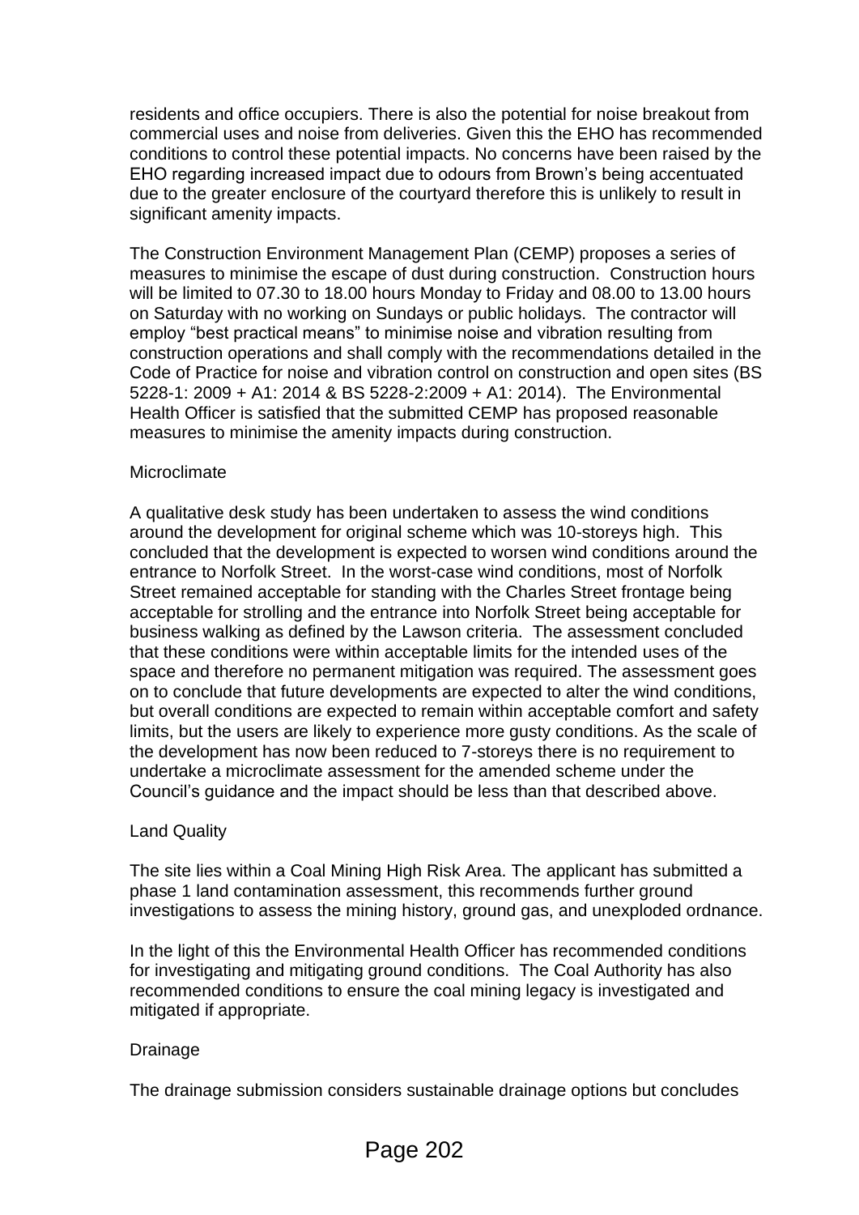residents and office occupiers. There is also the potential for noise breakout from commercial uses and noise from deliveries. Given this the EHO has recommended conditions to control these potential impacts. No concerns have been raised by the EHO regarding increased impact due to odours from Brown's being accentuated due to the greater enclosure of the courtyard therefore this is unlikely to result in significant amenity impacts.

The Construction Environment Management Plan (CEMP) proposes a series of measures to minimise the escape of dust during construction. Construction hours will be limited to 07.30 to 18.00 hours Monday to Friday and 08.00 to 13.00 hours on Saturday with no working on Sundays or public holidays. The contractor will employ "best practical means" to minimise noise and vibration resulting from construction operations and shall comply with the recommendations detailed in the Code of Practice for noise and vibration control on construction and open sites (BS 5228-1: 2009 + A1: 2014 & BS 5228-2:2009 + A1: 2014). The Environmental Health Officer is satisfied that the submitted CEMP has proposed reasonable measures to minimise the amenity impacts during construction.

Microclimate

A qualitative desk study has been undertaken to assess the wind conditions around the development for original scheme which was 10-storeys high. This concluded that the development is expected to worsen wind conditions around the entrance to Norfolk Street. In the worst-case wind conditions, most of Norfolk Street remained acceptable for standing with the Charles Street frontage being acceptable for strolling and the entrance into Norfolk Street being acceptable for business walking as defined by the Lawson criteria. The assessment concluded that these conditions were within acceptable limits for the intended uses of the space and therefore no permanent mitigation was required. The assessment goes on to conclude that future developments are expected to alter the wind conditions, but overall conditions are expected to remain within acceptable comfort and safety limits, but the users are likely to experience more gusty conditions. As the scale of the development has now been reduced to 7-storeys there is no requirement to undertake a microclimate assessment for the amended scheme under the Council's guidance and the impact should be less than that described above.

Land Quality

The site lies within a Coal Mining High Risk Area. The applicant has submitted a phase 1 land contamination assessment, this recommends further ground investigations to assess the mining history, ground gas, and unexploded ordnance.

In the light of this the Environmental Health Officer has recommended conditions for investigating and mitigating ground conditions. The Coal Authority has also recommended conditions to ensure the coal mining legacy is investigated and mitigated if appropriate.

Drainage

The drainage submission considers sustainable drainage options but concludes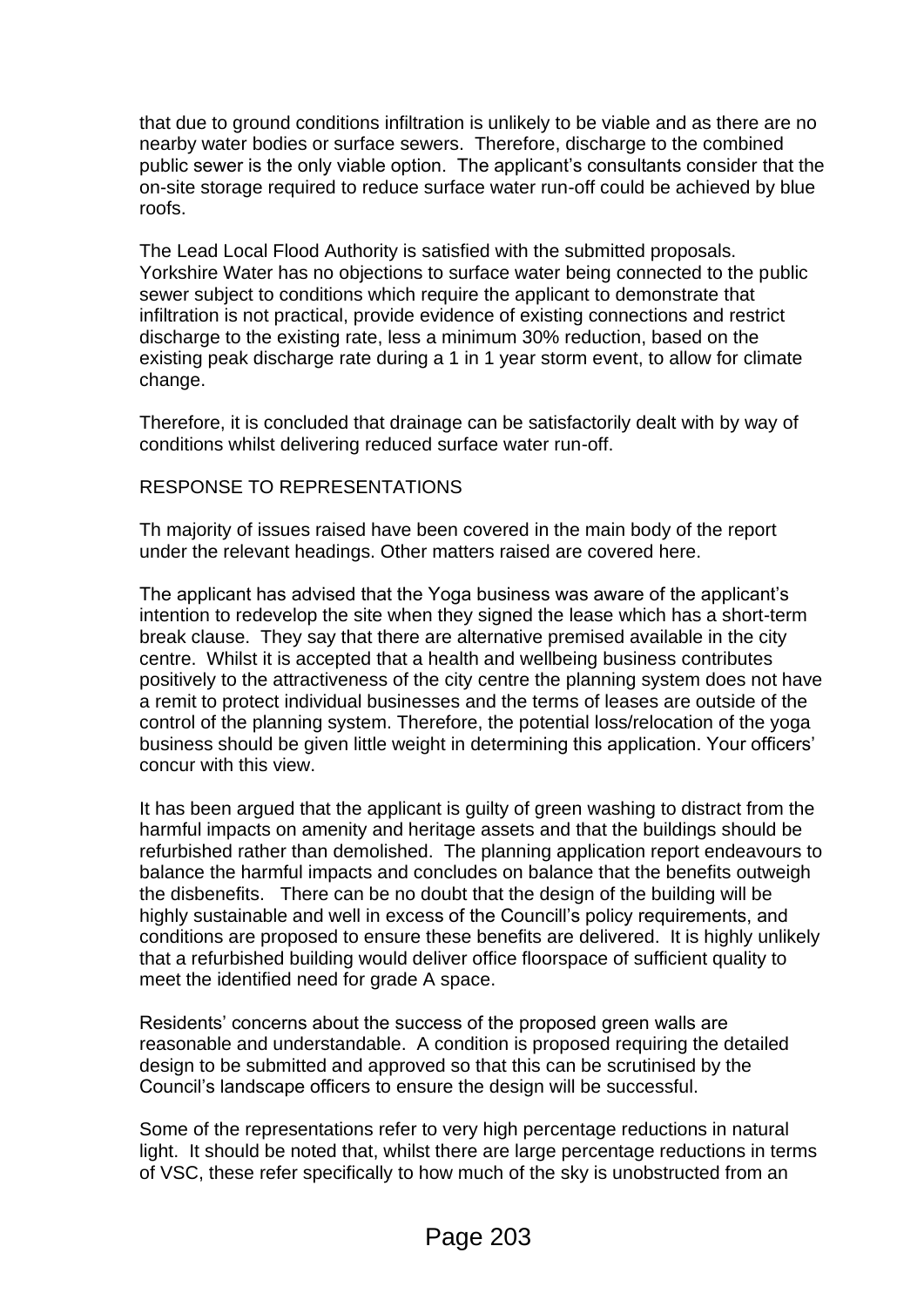that due to ground conditions infiltration is unlikely to be viable and as there are no nearby water bodies or surface sewers. Therefore, discharge to the combined public sewer is the only viable option. The applicant's consultants consider that the on-site storage required to reduce surface water run-off could be achieved by blue roofs.

The Lead Local Flood Authority is satisfied with the submitted proposals. Yorkshire Water has no objections to surface water being connected to the public sewer subject to conditions which require the applicant to demonstrate that infiltration is not practical, provide evidence of existing connections and restrict discharge to the existing rate, less a minimum 30% reduction, based on the existing peak discharge rate during a 1 in 1 year storm event, to allow for climate change.

Therefore, it is concluded that drainage can be satisfactorily dealt with by way of conditions whilst delivering reduced surface water run-off.

RESPONSE TO REPRESENTATIONS

Th majority of issues raised have been covered in the main body of the report under the relevant headings. Other matters raised are covered here.

The applicant has advised that the Yoga business was aware of the applicant's intention to redevelop the site when they signed the lease which has a short-term break clause. They say that there are alternative premised available in the city centre. Whilst it is accepted that a health and wellbeing business contributes positively to the attractiveness of the city centre the planning system does not have a remit to protect individual businesses and the terms of leases are outside of the control of the planning system. Therefore, the potential loss/relocation of the yoga business should be given little weight in determining this application. Your officers' concur with this view.

It has been argued that the applicant is guilty of green washing to distract from the harmful impacts on amenity and heritage assets and that the buildings should be refurbished rather than demolished. The planning application report endeavours to balance the harmful impacts and concludes on balance that the benefits outweigh the disbenefits. There can be no doubt that the design of the building will be highly sustainable and well in excess of the Councill's policy requirements, and conditions are proposed to ensure these benefits are delivered. It is highly unlikely that a refurbished building would deliver office floorspace of sufficient quality to meet the identified need for grade A space.

Residents' concerns about the success of the proposed green walls are reasonable and understandable. A condition is proposed requiring the detailed design to be submitted and approved so that this can be scrutinised by the Council's landscape officers to ensure the design will be successful.

Some of the representations refer to very high percentage reductions in natural light. It should be noted that, whilst there are large percentage reductions in terms of VSC, these refer specifically to how much of the sky is unobstructed from an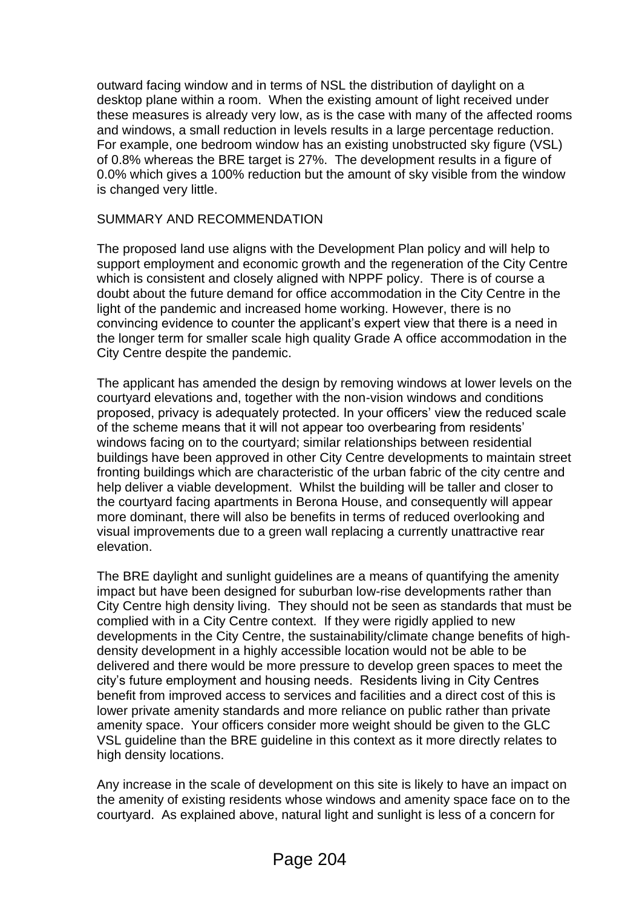outward facing window and in terms of NSL the distribution of daylight on a desktop plane within a room. When the existing amount of light received under these measures is already very low, as is the case with many of the affected rooms and windows, a small reduction in levels results in a large percentage reduction. For example, one bedroom window has an existing unobstructed sky figure (VSL) of 0.8% whereas the BRE target is 27%. The development results in a figure of 0.0% which gives a 100% reduction but the amount of sky visible from the window is changed very little.

SUMMARY AND RECOMMENDATION

The proposed land use aligns with the Development Plan policy and will help to support employment and economic growth and the regeneration of the City Centre which is consistent and closely aligned with NPPF policy. There is of course a doubt about the future demand for office accommodation in the City Centre in the light of the pandemic and increased home working. However, there is no convincing evidence to counter the applicant's expert view that there is a need in the longer term for smaller scale high quality Grade A office accommodation in the City Centre despite the pandemic.

The applicant has amended the design by removing windows at lower levels on the courtyard elevations and, together with the non-vision windows and conditions proposed, privacy is adequately protected. In your officers' view the reduced scale of the scheme means that it will not appear too overbearing from residents' windows facing on to the courtyard; similar relationships between residential buildings have been approved in other City Centre developments to maintain street fronting buildings which are characteristic of the urban fabric of the city centre and help deliver a viable development. Whilst the building will be taller and closer to the courtyard facing apartments in Berona House, and consequently will appear more dominant, there will also be benefits in terms of reduced overlooking and visual improvements due to a green wall replacing a currently unattractive rear elevation.

The BRE daylight and sunlight guidelines are a means of quantifying the amenity impact but have been designed for suburban low-rise developments rather than City Centre high density living. They should not be seen as standards that must be complied with in a City Centre context. If they were rigidly applied to new developments in the City Centre, the sustainability/climate change benefits of high-density development in a highly accessible location would not be able to be delivered and there would be more pressure to develop green spaces to meet the city's future employment and housing needs. Residents living in City Centres benefit from improved access to services and facilities and a direct cost of this is lower private amenity standards and more reliance on public rather than private amenity space. Your officers consider more weight should be given to the GLC VSL guideline than the BRE guideline in this context as it more directly relates to high density locations.

Any increase in the scale of development on this site is likely to have an impact on the amenity of existing residents whose windows and amenity space face on to the courtyard. As explained above, natural light and sunlight is less of a concern for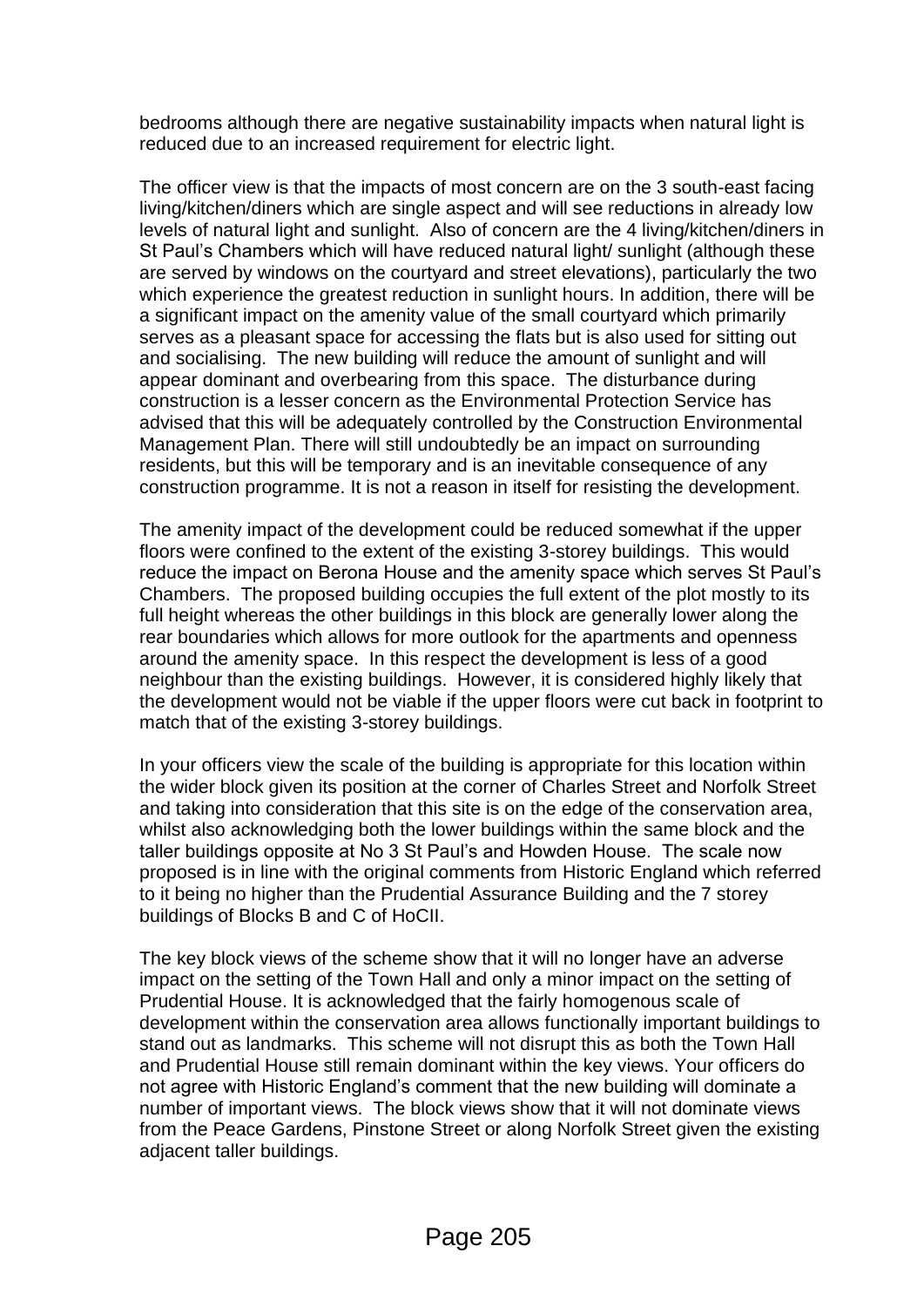bedrooms although there are negative sustainability impacts when natural light is reduced due to an increased requirement for electric light.

The officer view is that the impacts of most concern are on the 3 south-east facing living/kitchen/diners which are single aspect and will see reductions in already low levels of natural light and sunlight. Also of concern are the 4 living/kitchen/diners in St Paul's Chambers which will have reduced natural light/ sunlight (although these are served by windows on the courtyard and street elevations), particularly the two which experience the greatest reduction in sunlight hours. In addition, there will be a significant impact on the amenity value of the small courtyard which primarily serves as a pleasant space for accessing the flats but is also used for sitting out and socialising. The new building will reduce the amount of sunlight and will appear dominant and overbearing from this space. The disturbance during construction is a lesser concern as the Environmental Protection Service has advised that this will be adequately controlled by the Construction Environmental Management Plan. There will still undoubtedly be an impact on surrounding residents, but this will be temporary and is an inevitable consequence of any construction programme. It is not a reason in itself for resisting the development.

The amenity impact of the development could be reduced somewhat if the upper floors were confined to the extent of the existing 3-storey buildings. This would reduce the impact on Berona House and the amenity space which serves St Paul's Chambers. The proposed building occupies the full extent of the plot mostly to its full height whereas the other buildings in this block are generally lower along the rear boundaries which allows for more outlook for the apartments and openness around the amenity space. In this respect the development is less of a good neighbour than the existing buildings. However, it is considered highly likely that the development would not be viable if the upper floors were cut back in footprint to match that of the existing 3-storey buildings.

In your officers view the scale of the building is appropriate for this location within the wider block given its position at the corner of Charles Street and Norfolk Street and taking into consideration that this site is on the edge of the conservation area, whilst also acknowledging both the lower buildings within the same block and the taller buildings opposite at No 3 St Paul's and Howden House. The scale now proposed is in line with the original comments from Historic England which referred to it being no higher than the Prudential Assurance Building and the 7 storey buildings of Blocks B and C of HoCII.

The key block views of the scheme show that it will no longer have an adverse impact on the setting of the Town Hall and only a minor impact on the setting of Prudential House. It is acknowledged that the fairly homogenous scale of development within the conservation area allows functionally important buildings to stand out as landmarks. This scheme will not disrupt this as both the Town Hall and Prudential House still remain dominant within the key views. Your officers do not agree with Historic England's comment that the new building will dominate a number of important views. The block views show that it will not dominate views from the Peace Gardens, Pinstone Street or along Norfolk Street given the existing adjacent taller buildings.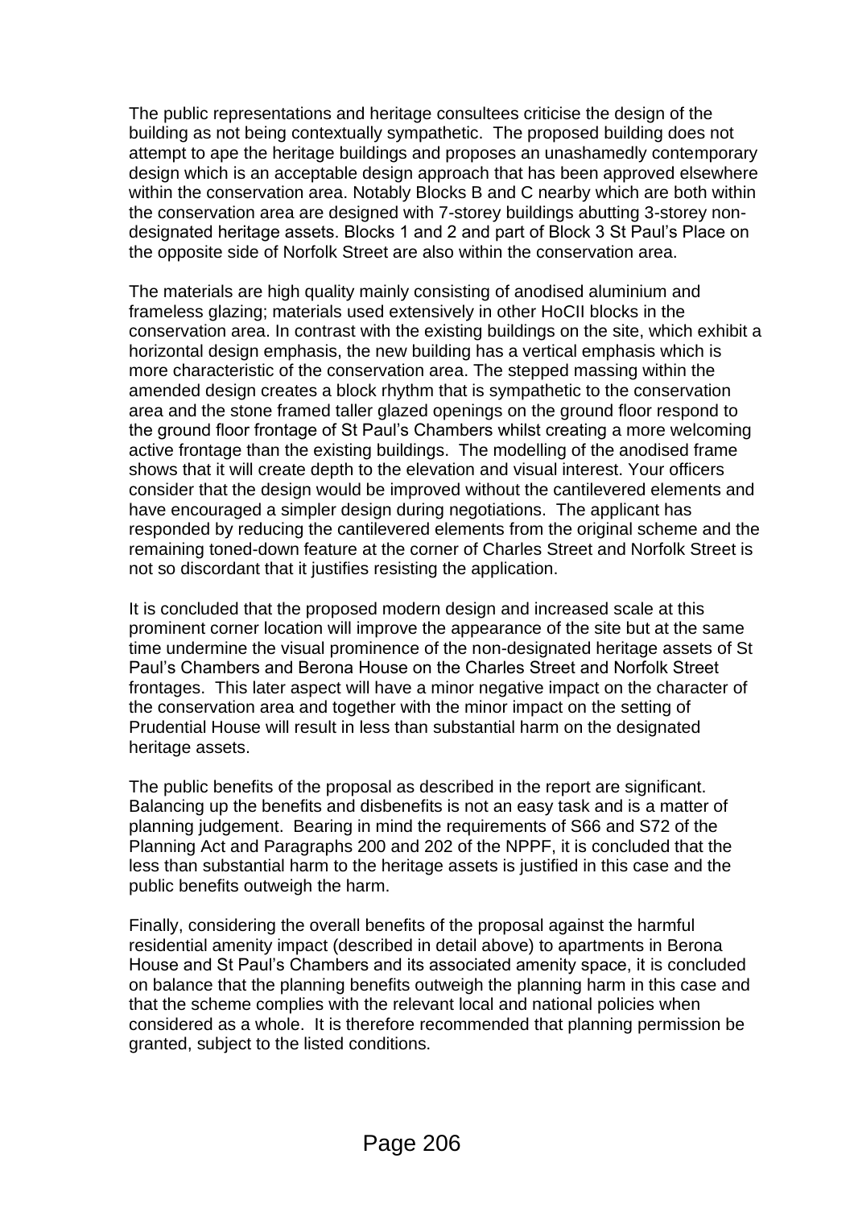The public representations and heritage consultees criticise the design of the building as not being contextually sympathetic. The proposed building does not attempt to ape the heritage buildings and proposes an unashamedly contemporary design which is an acceptable design approach that has been approved elsewhere within the conservation area. Notably Blocks B and C nearby which are both within the conservation area are designed with 7-storey buildings abutting 3-storey non-designated heritage assets. Blocks 1 and 2 and part of Block 3 St Paul's Place on the opposite side of Norfolk Street are also within the conservation area.

The materials are high quality mainly consisting of anodised aluminium and frameless glazing; materials used extensively in other HoCII blocks in the conservation area. In contrast with the existing buildings on the site, which exhibit a horizontal design emphasis, the new building has a vertical emphasis which is more characteristic of the conservation area. The stepped massing within the amended design creates a block rhythm that is sympathetic to the conservation area and the stone framed taller glazed openings on the ground floor respond to the ground floor frontage of St Paul's Chambers whilst creating a more welcoming active frontage than the existing buildings. The modelling of the anodised frame shows that it will create depth to the elevation and visual interest. Your officers consider that the design would be improved without the cantilevered elements and have encouraged a simpler design during negotiations. The applicant has responded by reducing the cantilevered elements from the original scheme and the remaining toned-down feature at the corner of Charles Street and Norfolk Street is not so discordant that it justifies resisting the application.

It is concluded that the proposed modern design and increased scale at this prominent corner location will improve the appearance of the site but at the same time undermine the visual prominence of the non-designated heritage assets of St Paul's Chambers and Berona House on the Charles Street and Norfolk Street frontages. This later aspect will have a minor negative impact on the character of the conservation area and together with the minor impact on the setting of Prudential House will result in less than substantial harm on the designated heritage assets.

The public benefits of the proposal as described in the report are significant. Balancing up the benefits and disbenefits is not an easy task and is a matter of planning judgement. Bearing in mind the requirements of S66 and S72 of the Planning Act and Paragraphs 200 and 202 of the NPPF, it is concluded that the less than substantial harm to the heritage assets is justified in this case and the public benefits outweigh the harm.

Finally, considering the overall benefits of the proposal against the harmful residential amenity impact (described in detail above) to apartments in Berona House and St Paul's Chambers and its associated amenity space, it is concluded on balance that the planning benefits outweigh the planning harm in this case and that the scheme complies with the relevant local and national policies when considered as a whole. It is therefore recommended that planning permission be granted, subject to the listed conditions.